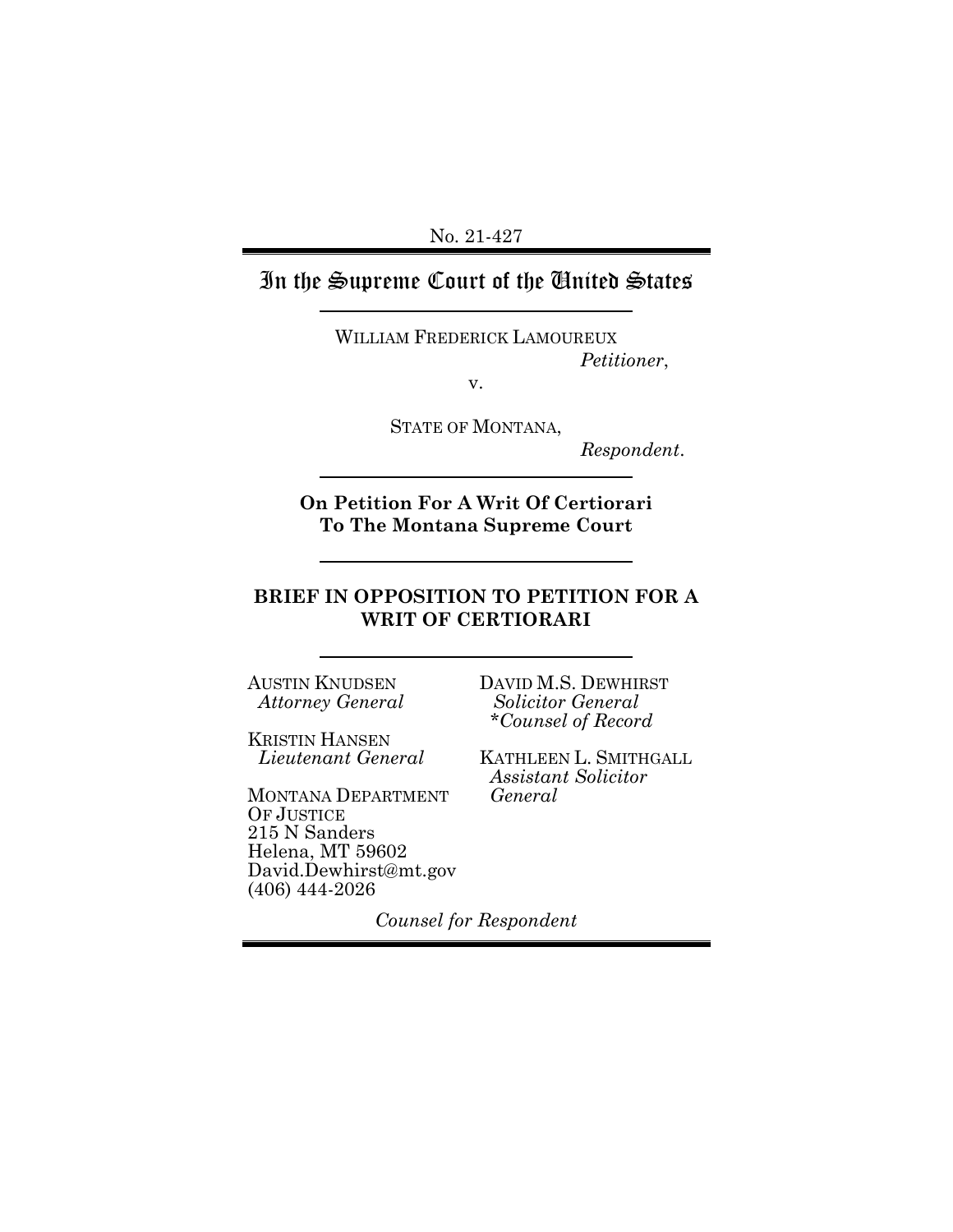No. 21-427

# In the Supreme Court of the United States

WILLIAM FREDERICK LAMOUREUX
*Petitioner*,

v.

STATE OF MONTANA,
*Respondent*.

**On Petition For A Writ Of Certiorari To The Montana Supreme Court**

## BRIEF IN OPPOSITION TO PETITION FOR A WRIT OF CERTIORARI

AUSTIN KNUDSEN
*Attorney General*

KRISTIN HANSEN
*Lieutenant General*

MONTANA DEPARTMENT OF JUSTICE
215 N Sanders
Helena, MT 59602
David.Dewhirst@mt.gov
(406) 444-2026

DAVID M.S. DEWHIRST
*Solicitor General*
*\*Counsel of Record*

KATHLEEN L. SMITHGALL
*Assistant Solicitor General*

*Counsel for Respondent*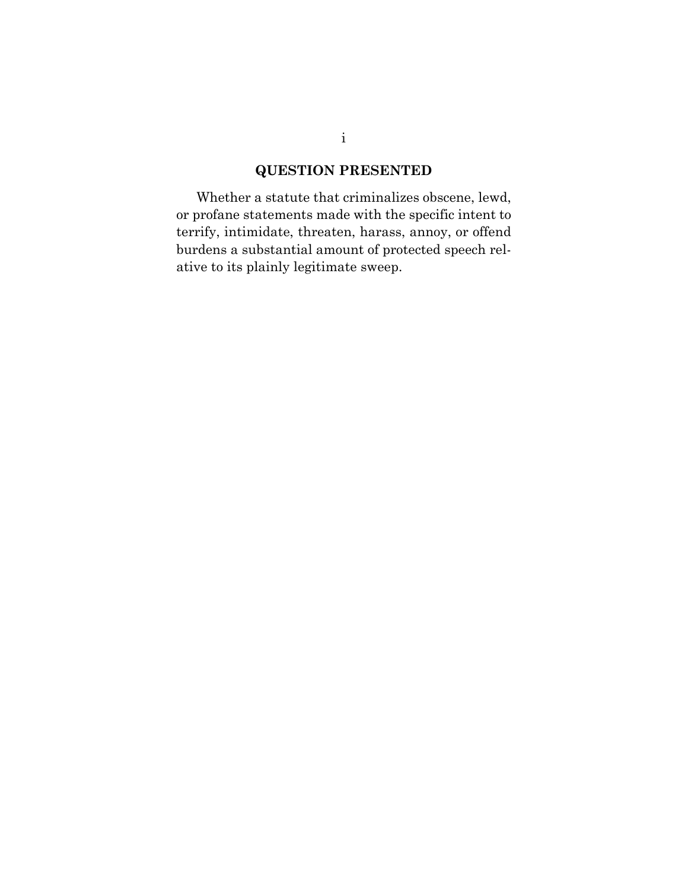## QUESTION PRESENTED

Whether a statute that criminalizes obscene, lewd, or profane statements made with the specific intent to terrify, intimidate, threaten, harass, annoy, or offend burdens a substantial amount of protected speech relative to its plainly legitimate sweep.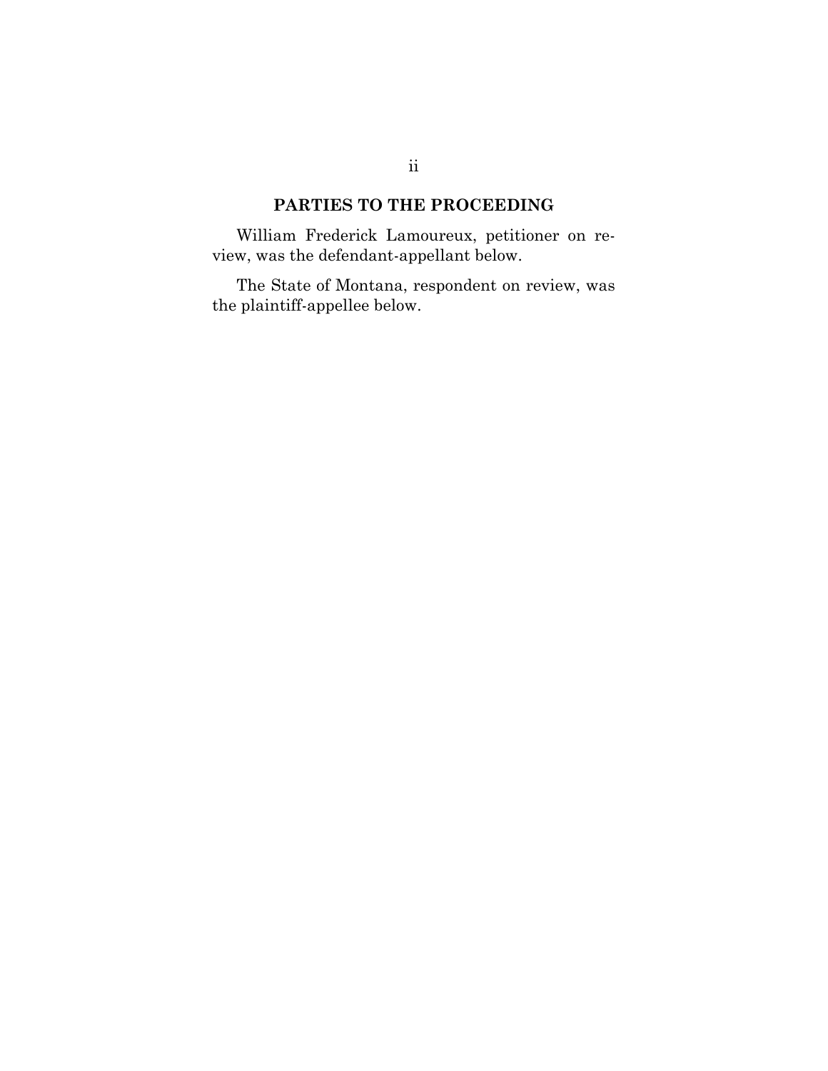## PARTIES TO THE PROCEEDING

William Frederick Lamoureux, petitioner on review, was the defendant-appellant below.

The State of Montana, respondent on review, was the plaintiff-appellee below.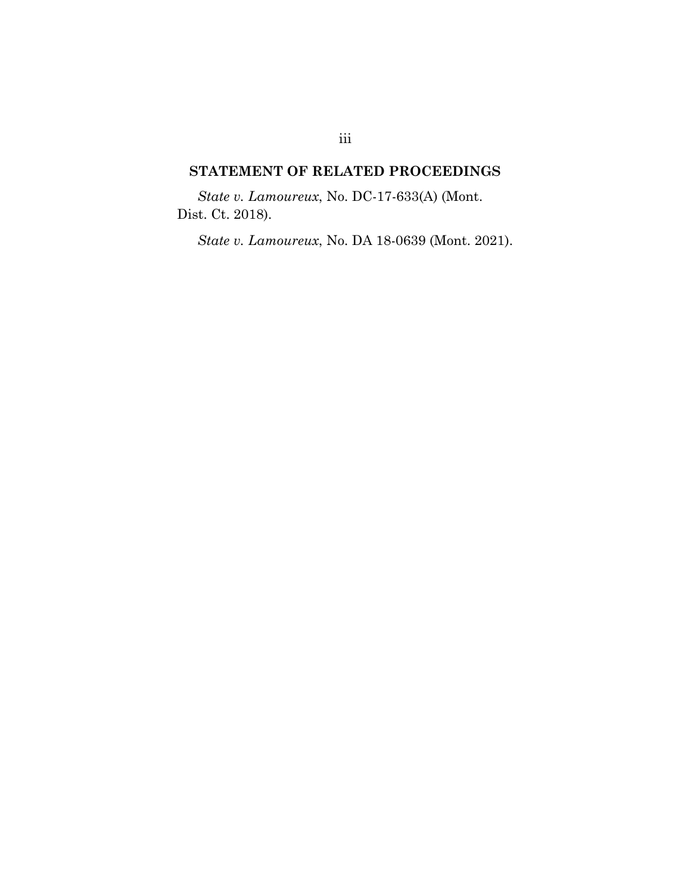## STATEMENT OF RELATED PROCEEDINGS

*State v. Lamoureux*, No. DC-17-633(A) (Mont. Dist. Ct. 2018).

*State v. Lamoureux*, No. DA 18-0639 (Mont. 2021).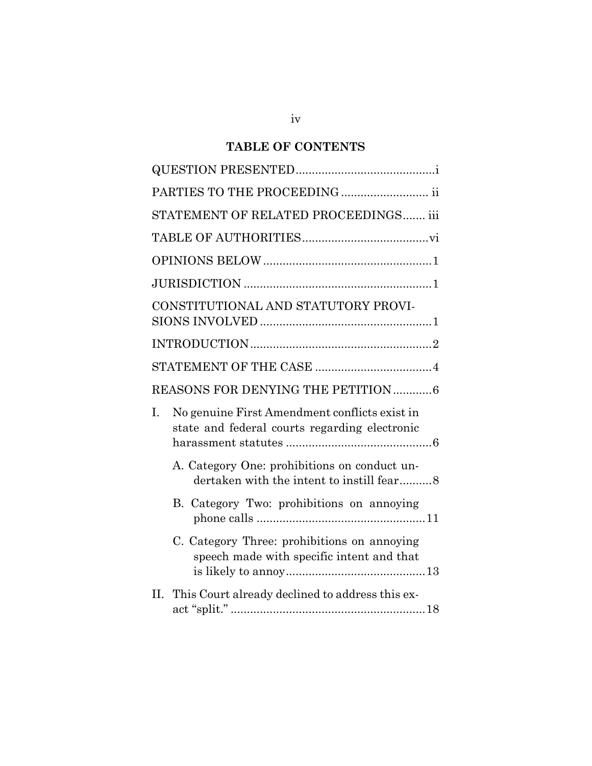## TABLE OF CONTENTS

QUESTION PRESENTED ........................................... i

PARTIES TO THE PROCEEDING ........................... ii

STATEMENT OF RELATED PROCEEDINGS ....... iii

TABLE OF AUTHORITIES ....................................... vi

OPINIONS BELOW .................................................... 1

JURISDICTION .......................................................... 1

CONSTITUTIONAL AND STATUTORY PROVISIONS INVOLVED ..................................................... 1

INTRODUCTION ........................................................ 2

STATEMENT OF THE CASE .................................... 4

REASONS FOR DENYING THE PETITION ............ 6

I. No genuine First Amendment conflicts exist in state and federal courts regarding electronic harassment statutes ............................................. 6

   A. Category One: prohibitions on conduct undertaken with the intent to instill fear .......... 8

   B. Category Two: prohibitions on annoying phone calls .................................................... 11

   C. Category Three: prohibitions on annoying speech made with specific intent and that is likely to annoy ........................................... 13

II. This Court already declined to address this exact "split." ............................................................ 18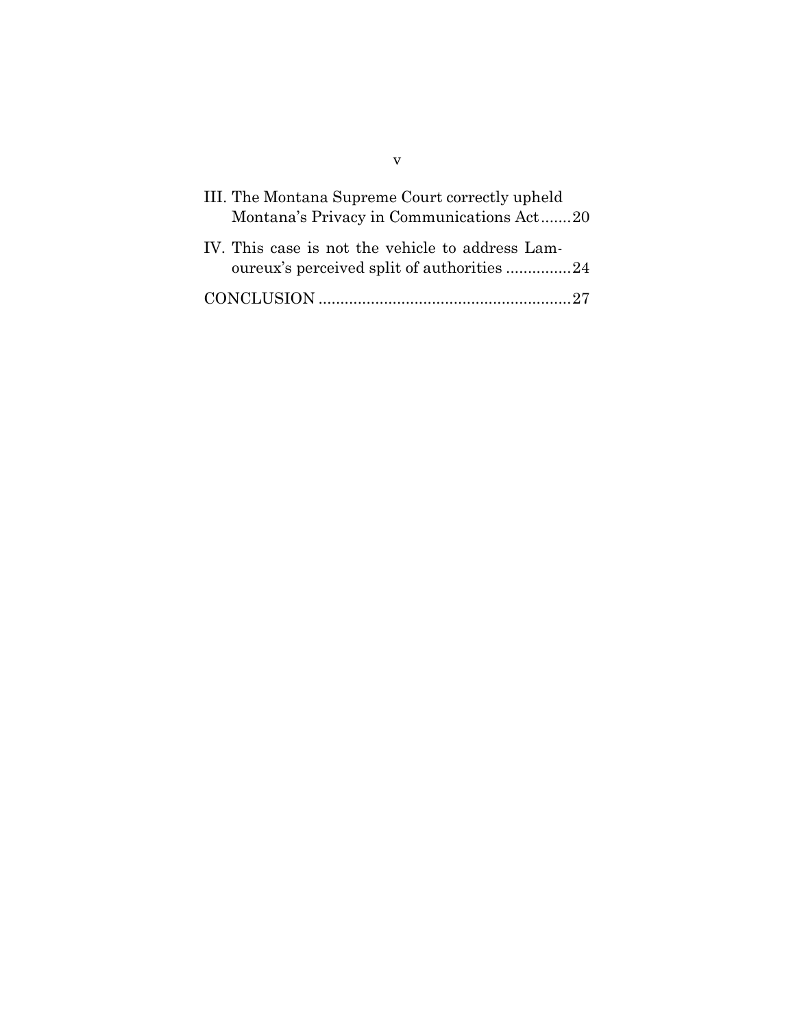III. The Montana Supreme Court correctly upheld Montana's Privacy in Communications Act....... 20

IV. This case is not the vehicle to address Lamoureux's perceived split of authorities ............... 24

CONCLUSION .......................................................... 27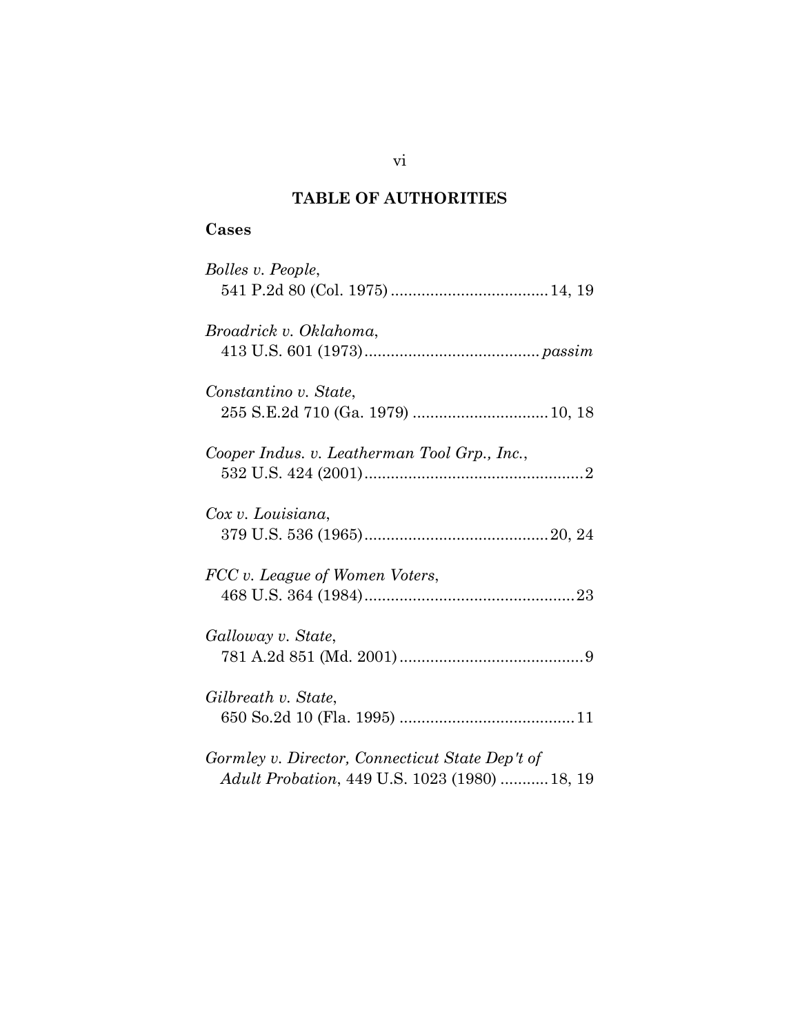# TABLE OF AUTHORITIES

## Cases

*Bolles v. People*,
541 P.2d 80 (Col. 1975) .................................... 14, 19

*Broadrick v. Oklahoma*,
413 U.S. 601 (1973) ........................................ *passim*

*Constantino v. State*,
255 S.E.2d 710 (Ga. 1979) ............................... 10, 18

*Cooper Indus. v. Leatherman Tool Grp., Inc.*,
532 U.S. 424 (2001) .................................................. 2

*Cox v. Louisiana*,
379 U.S. 536 (1965) .......................................... 20, 24

*FCC v. League of Women Voters*,
468 U.S. 364 (1984) ................................................ 23

*Galloway v. State*,
781 A.2d 851 (Md. 2001) .......................................... 9

*Gilbreath v. State*,
650 So.2d 10 (Fla. 1995) ........................................ 11

*Gormley v. Director, Connecticut State Dep't of Adult Probation*, 449 U.S. 1023 (1980) ........... 18, 19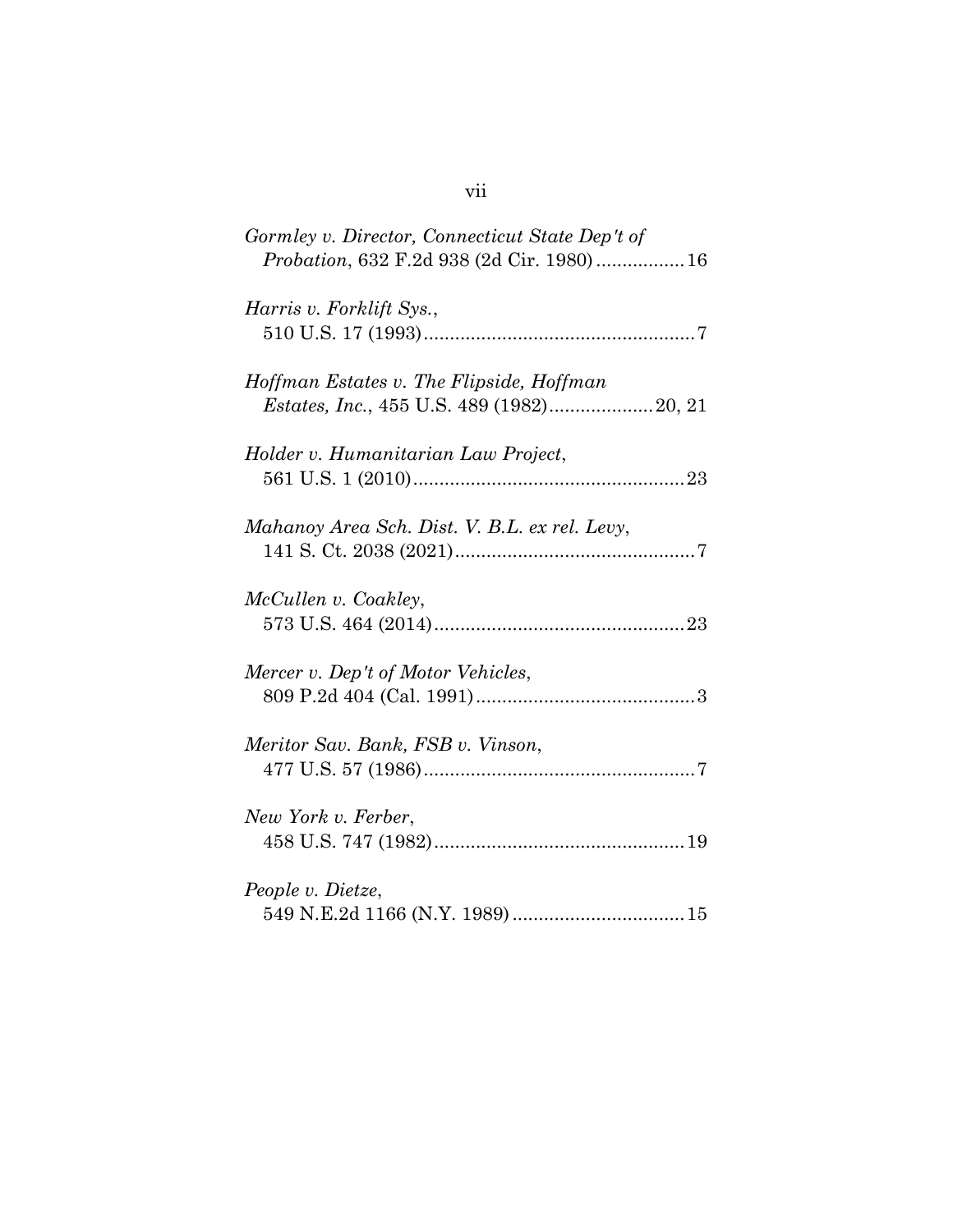*Gormley v. Director, Connecticut State Dep't of Probation*, 632 F.2d 938 (2d Cir. 1980) ................. 16

*Harris v. Forklift Sys.*, 510 U.S. 17 (1993) .................................................... 7

*Hoffman Estates v. The Flipside, Hoffman Estates, Inc.*, 455 U.S. 489 (1982) .................... 20, 21

*Holder v. Humanitarian Law Project*, 561 U.S. 1 (2010) .................................................... 23

*Mahanoy Area Sch. Dist. V. B.L. ex rel. Levy*, 141 S. Ct. 2038 (2021) .............................................. 7

*McCullen v. Coakley*, 573 U.S. 464 (2014) ................................................ 23

*Mercer v. Dep't of Motor Vehicles*, 809 P.2d 404 (Cal. 1991) .......................................... 3

*Meritor Sav. Bank, FSB v. Vinson*, 477 U.S. 57 (1986) .................................................... 7

*New York v. Ferber*, 458 U.S. 747 (1982) ................................................ 19

*People v. Dietze*, 549 N.E.2d 1166 (N.Y. 1989) ................................ 15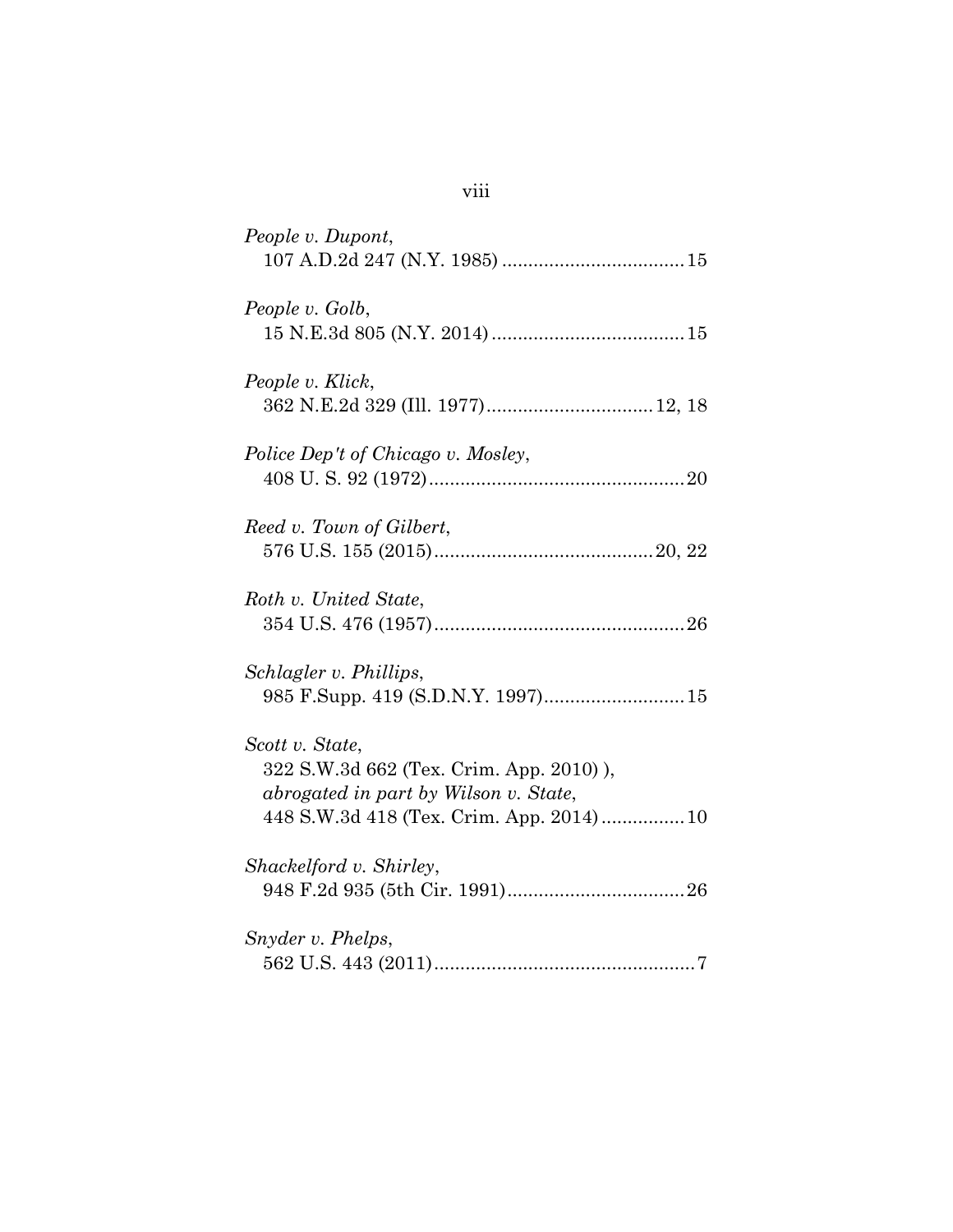*People v. Dupont*,
107 A.D.2d 247 (N.Y. 1985) .................................. 15

*People v. Golb*,
15 N.E.3d 805 (N.Y. 2014) .................................... 15

*People v. Klick*,
362 N.E.2d 329 (Ill. 1977)............................... 12, 18

*Police Dep't of Chicago v. Mosley*,
408 U. S. 92 (1972)................................................ 20

*Reed v. Town of Gilbert*,
576 U.S. 155 (2015).......................................... 20, 22

*Roth v. United State*,
354 U.S. 476 (1957)............................................... 26

*Schlagler v. Phillips*,
985 F.Supp. 419 (S.D.N.Y. 1997).......................... 15

*Scott v. State*,
322 S.W.3d 662 (Tex. Crim. App. 2010) ),
*abrogated in part by Wilson v. State*,
448 S.W.3d 418 (Tex. Crim. App. 2014) ............... 10

*Shackelford v. Shirley*,
948 F.2d 935 (5th Cir. 1991)................................. 26

*Snyder v. Phelps*,
562 U.S. 443 (2011)................................................. 7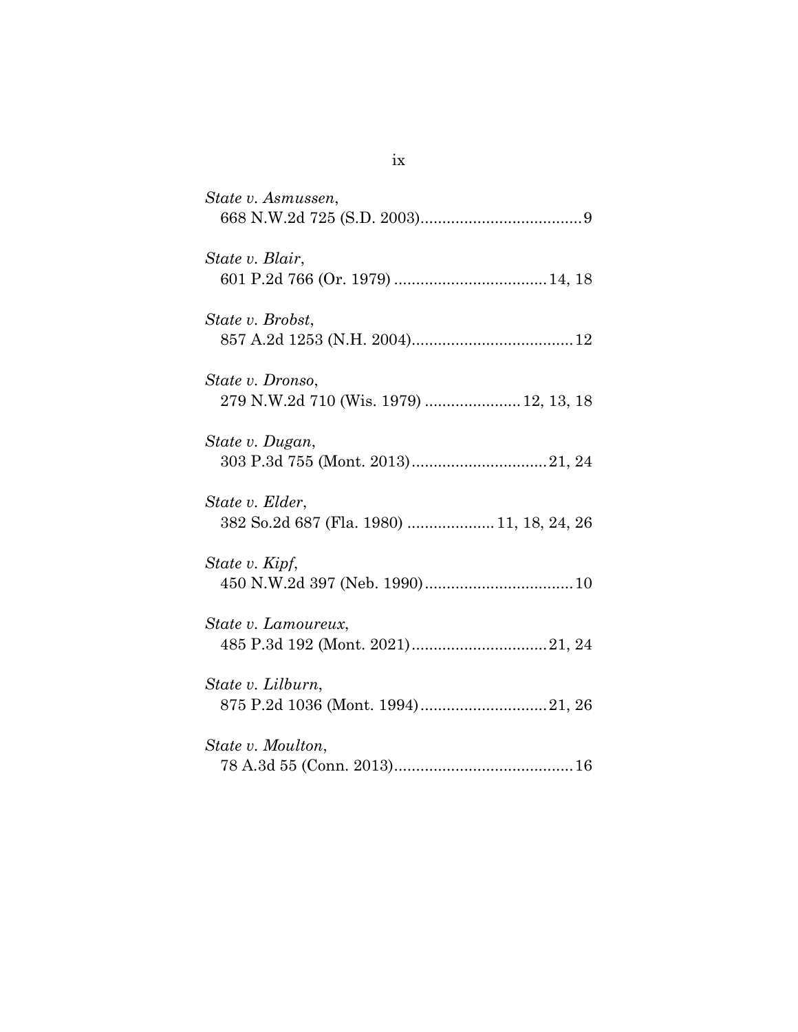*State v. Asmussen*,
668 N.W.2d 725 (S.D. 2003)....................................9

*State v. Blair*,
601 P.2d 766 (Or. 1979) ..................................14, 18

*State v. Brobst*,
857 A.2d 1253 (N.H. 2004)....................................12

*State v. Dronso*,
279 N.W.2d 710 (Wis. 1979) ......................12, 13, 18

*State v. Dugan*,
303 P.3d 755 (Mont. 2013)...............................21, 24

*State v. Elder*,
382 So.2d 687 (Fla. 1980) ....................11, 18, 24, 26

*State v. Kipf*,
450 N.W.2d 397 (Neb. 1990)..................................10

*State v. Lamoureux*,
485 P.3d 192 (Mont. 2021)...............................21, 24

*State v. Lilburn*,
875 P.2d 1036 (Mont. 1994).............................21, 26

*State v. Moulton*,
78 A.3d 55 (Conn. 2013)........................................16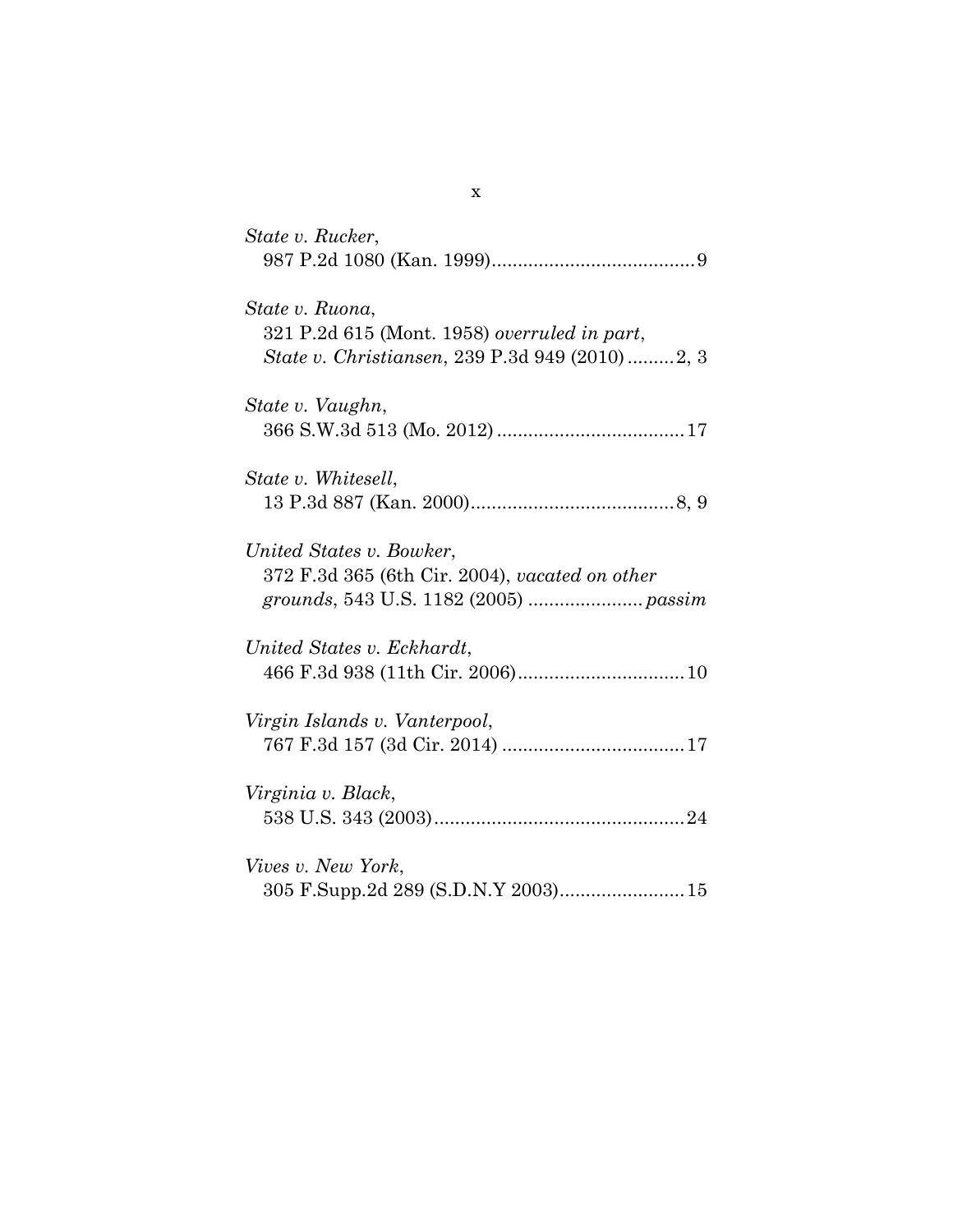*State v. Rucker*,
987 P.2d 1080 (Kan. 1999).......................................9

*State v. Ruona*,
321 P.2d 615 (Mont. 1958) *overruled in part*,
*State v. Christiansen*, 239 P.3d 949 (2010).........2, 3

*State v. Vaughn*,
366 S.W.3d 513 (Mo. 2012)....................................17

*State v. Whitesell*,
13 P.3d 887 (Kan. 2000).......................................8, 9

*United States v. Bowker*,
372 F.3d 365 (6th Cir. 2004), *vacated on other grounds*, 543 U.S. 1182 (2005) ...................... *passim*

*United States v. Eckhardt*,
466 F.3d 938 (11th Cir. 2006)................................10

*Virgin Islands v. Vanterpool*,
767 F.3d 157 (3d Cir. 2014) ...................................17

*Virginia v. Black*,
538 U.S. 343 (2003)................................................24

*Vives v. New York*,
305 F.Supp.2d 289 (S.D.N.Y 2003)........................15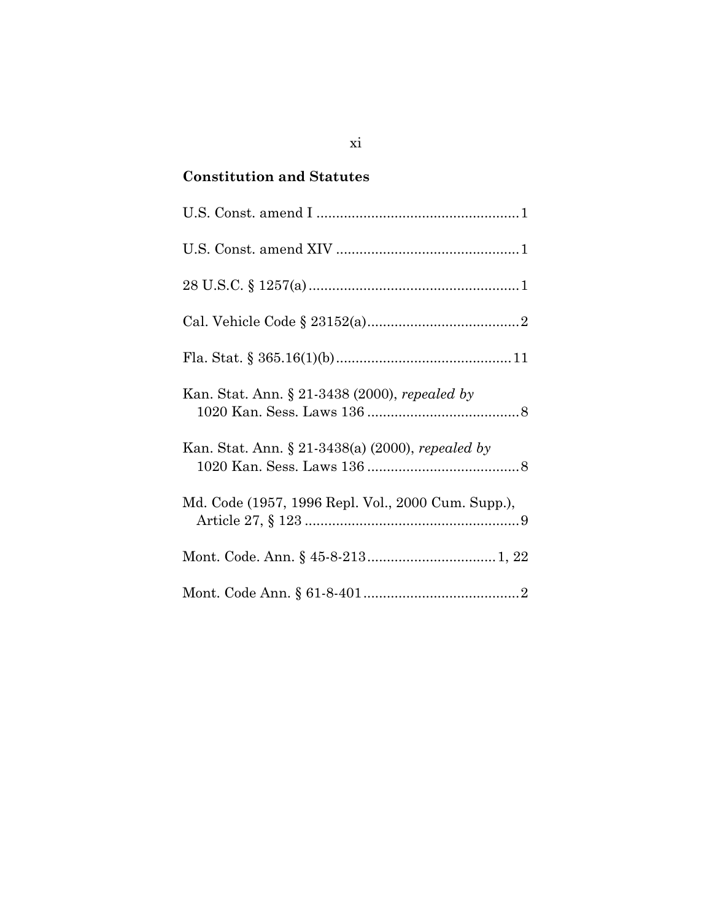**Constitution and Statutes**

U.S. Const. amend I .................................................... 1

U.S. Const. amend XIV ............................................... 1

28 U.S.C. § 1257(a) ...................................................... 1

Cal. Vehicle Code § 23152(a) ....................................... 2

Fla. Stat. § 365.16(1)(b) ............................................. 11

Kan. Stat. Ann. § 21-3438 (2000), *repealed by* 1020 Kan. Sess. Laws 136 ....................................... 8

Kan. Stat. Ann. § 21-3438(a) (2000), *repealed by* 1020 Kan. Sess. Laws 136 ....................................... 8

Md. Code (1957, 1996 Repl. Vol., 2000 Cum. Supp.), Article 27, § 123 ....................................................... 9

Mont. Code. Ann. § 45-8-213 ................................. 1, 22

Mont. Code Ann. § 61-8-401 ........................................ 2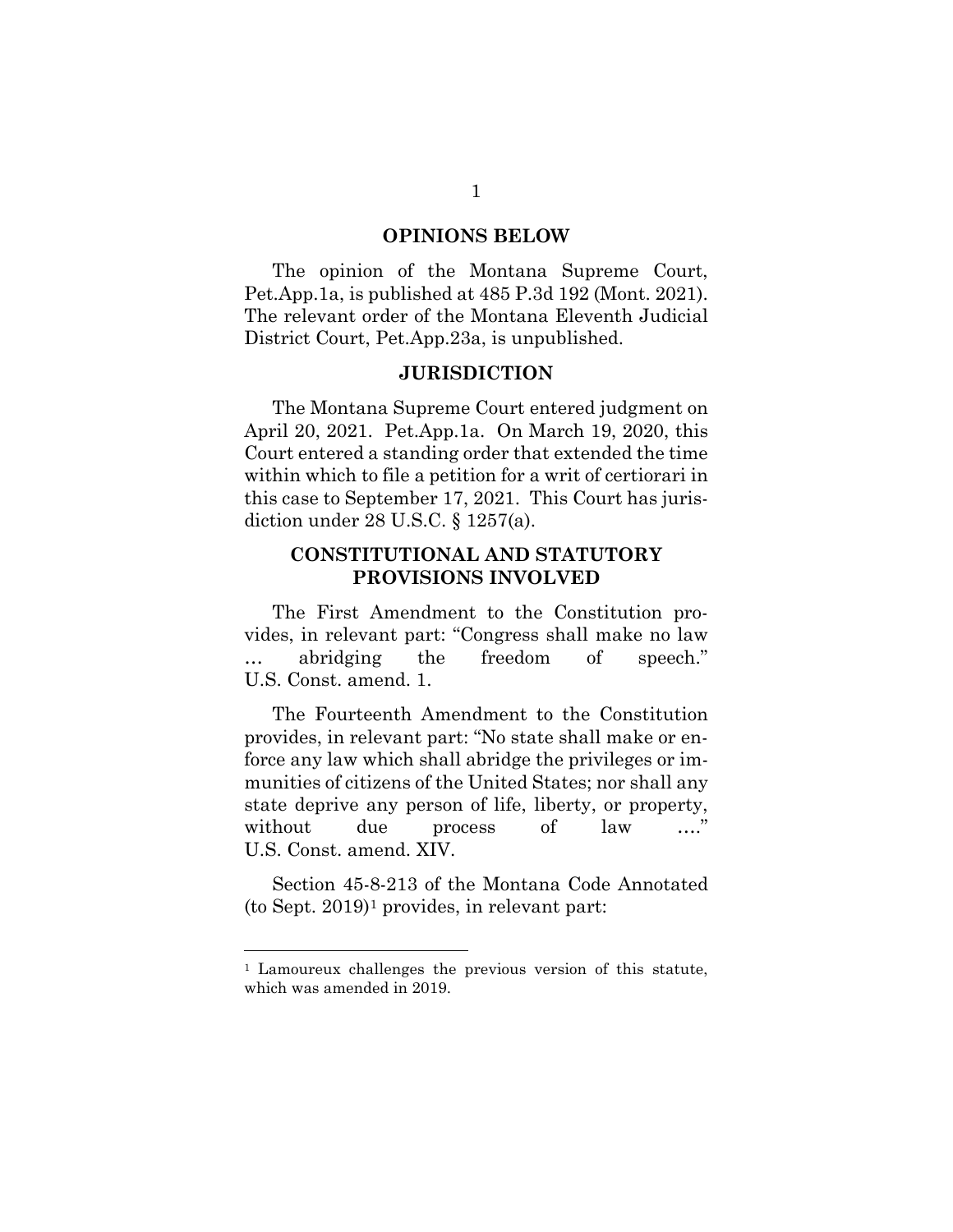## OPINIONS BELOW

The opinion of the Montana Supreme Court, Pet.App.1a, is published at 485 P.3d 192 (Mont. 2021). The relevant order of the Montana Eleventh Judicial District Court, Pet.App.23a, is unpublished.

## JURISDICTION

The Montana Supreme Court entered judgment on April 20, 2021. Pet.App.1a. On March 19, 2020, this Court entered a standing order that extended the time within which to file a petition for a writ of certiorari in this case to September 17, 2021. This Court has jurisdiction under 28 U.S.C. § 1257(a).

## CONSTITUTIONAL AND STATUTORY PROVISIONS INVOLVED

The First Amendment to the Constitution provides, in relevant part: "Congress shall make no law … abridging the freedom of speech." U.S. Const. amend. 1.

The Fourteenth Amendment to the Constitution provides, in relevant part: "No state shall make or enforce any law which shall abridge the privileges or immunities of citizens of the United States; nor shall any state deprive any person of life, liberty, or property, without due process of law …." U.S. Const. amend. XIV.

Section 45-8-213 of the Montana Code Annotated (to Sept. 2019)[1] provides, in relevant part:

[1] Lamoureux challenges the previous version of this statute, which was amended in 2019.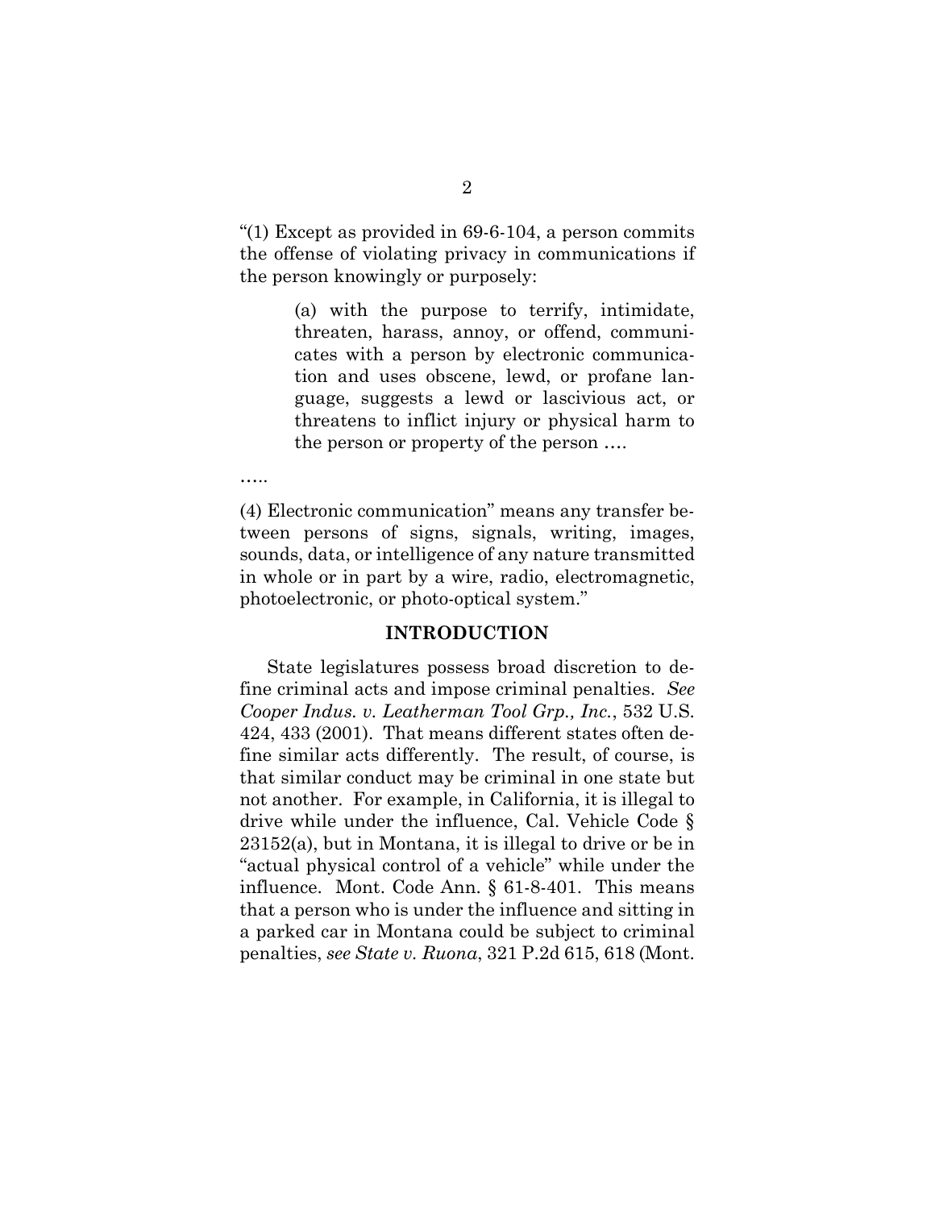"(1) Except as provided in 69-6-104, a person commits the offense of violating privacy in communications if the person knowingly or purposely:

> (a) with the purpose to terrify, intimidate, threaten, harass, annoy, or offend, communicates with a person by electronic communication and uses obscene, lewd, or profane language, suggests a lewd or lascivious act, or threatens to inflict injury or physical harm to the person or property of the person ….

…..

(4) Electronic communication" means any transfer between persons of signs, signals, writing, images, sounds, data, or intelligence of any nature transmitted in whole or in part by a wire, radio, electromagnetic, photoelectronic, or photo-optical system."

## INTRODUCTION

State legislatures possess broad discretion to define criminal acts and impose criminal penalties. *See Cooper Indus. v. Leatherman Tool Grp., Inc.*, 532 U.S. 424, 433 (2001). That means different states often define similar acts differently. The result, of course, is that similar conduct may be criminal in one state but not another. For example, in California, it is illegal to drive while under the influence, Cal. Vehicle Code § 23152(a), but in Montana, it is illegal to drive or be in "actual physical control of a vehicle" while under the influence. Mont. Code Ann. § 61-8-401. This means that a person who is under the influence and sitting in a parked car in Montana could be subject to criminal penalties, *see State v. Ruona*, 321 P.2d 615, 618 (Mont.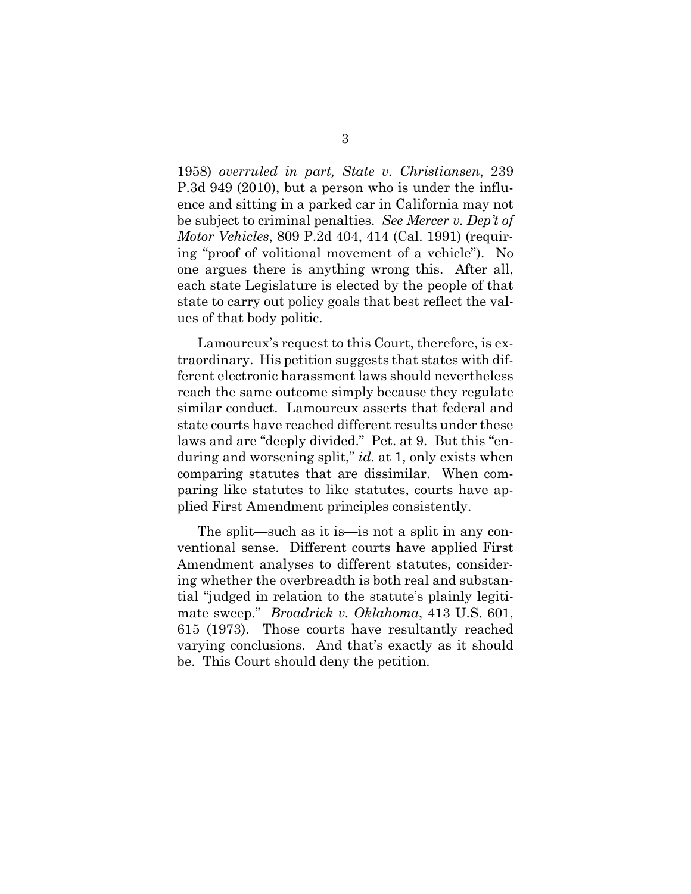1958) *overruled in part, State v. Christiansen*, 239 P.3d 949 (2010), but a person who is under the influence and sitting in a parked car in California may not be subject to criminal penalties. *See Mercer v. Dep't of Motor Vehicles*, 809 P.2d 404, 414 (Cal. 1991) (requiring "proof of volitional movement of a vehicle"). No one argues there is anything wrong this. After all, each state Legislature is elected by the people of that state to carry out policy goals that best reflect the values of that body politic.

Lamoureux's request to this Court, therefore, is extraordinary. His petition suggests that states with different electronic harassment laws should nevertheless reach the same outcome simply because they regulate similar conduct. Lamoureux asserts that federal and state courts have reached different results under these laws and are "deeply divided." Pet. at 9. But this "enduring and worsening split," *id.* at 1, only exists when comparing statutes that are dissimilar. When comparing like statutes to like statutes, courts have applied First Amendment principles consistently.

The split—such as it is—is not a split in any conventional sense. Different courts have applied First Amendment analyses to different statutes, considering whether the overbreadth is both real and substantial "judged in relation to the statute's plainly legitimate sweep." *Broadrick v. Oklahoma*, 413 U.S. 601, 615 (1973). Those courts have resultantly reached varying conclusions. And that's exactly as it should be. This Court should deny the petition.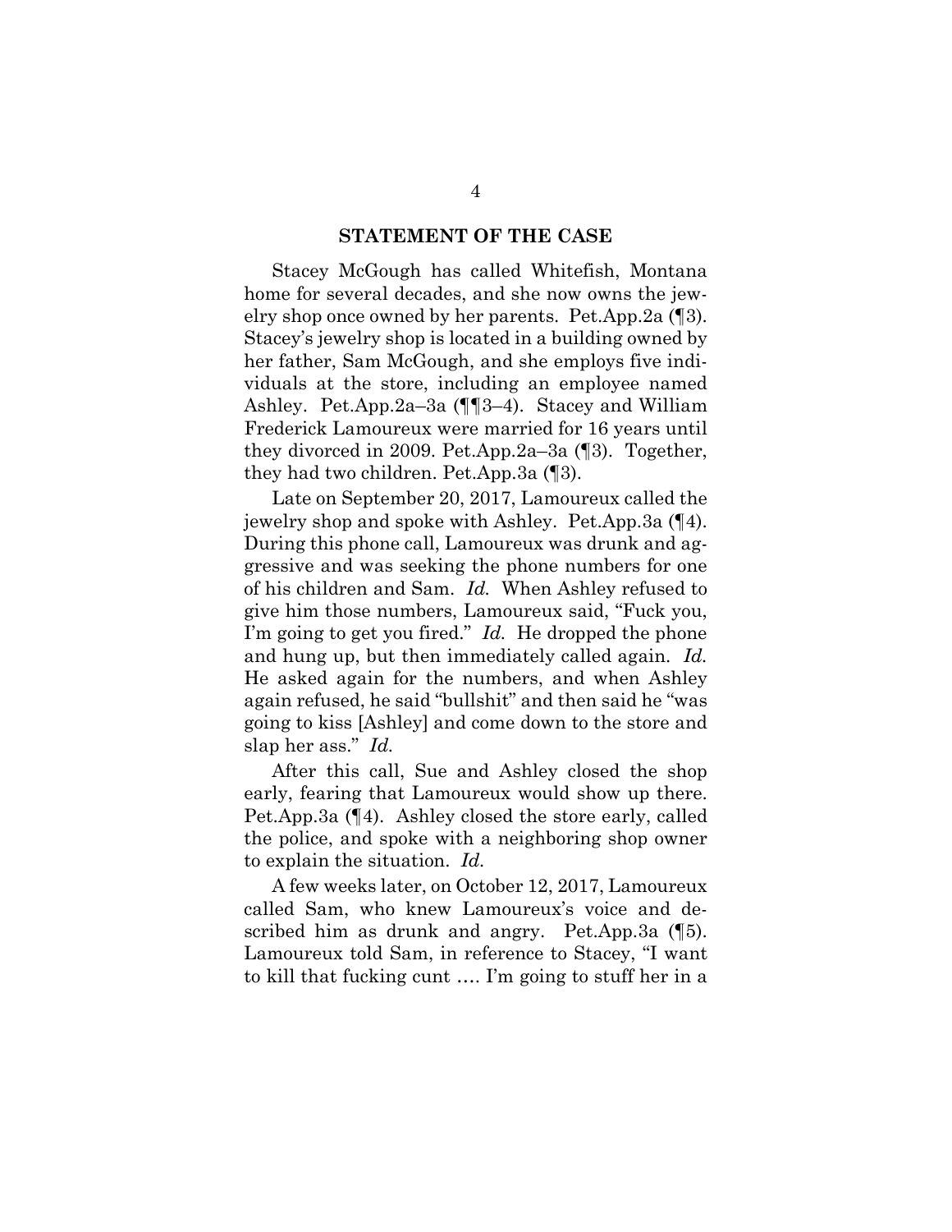## STATEMENT OF THE CASE

Stacey McGough has called Whitefish, Montana home for several decades, and she now owns the jewelry shop once owned by her parents. Pet.App.2a (¶3). Stacey's jewelry shop is located in a building owned by her father, Sam McGough, and she employs five individuals at the store, including an employee named Ashley. Pet.App.2a–3a (¶¶3–4). Stacey and William Frederick Lamoureux were married for 16 years until they divorced in 2009. Pet.App.2a–3a (¶3). Together, they had two children. Pet.App.3a (¶3).

Late on September 20, 2017, Lamoureux called the jewelry shop and spoke with Ashley. Pet.App.3a (¶4). During this phone call, Lamoureux was drunk and aggressive and was seeking the phone numbers for one of his children and Sam. *Id.* When Ashley refused to give him those numbers, Lamoureux said, "Fuck you, I'm going to get you fired." *Id.* He dropped the phone and hung up, but then immediately called again. *Id.* He asked again for the numbers, and when Ashley again refused, he said "bullshit" and then said he "was going to kiss [Ashley] and come down to the store and slap her ass." *Id.*

After this call, Sue and Ashley closed the shop early, fearing that Lamoureux would show up there. Pet.App.3a (¶4). Ashley closed the store early, called the police, and spoke with a neighboring shop owner to explain the situation. *Id.*

A few weeks later, on October 12, 2017, Lamoureux called Sam, who knew Lamoureux's voice and described him as drunk and angry. Pet.App.3a (¶5). Lamoureux told Sam, in reference to Stacey, "I want to kill that fucking cunt …. I'm going to stuff her in a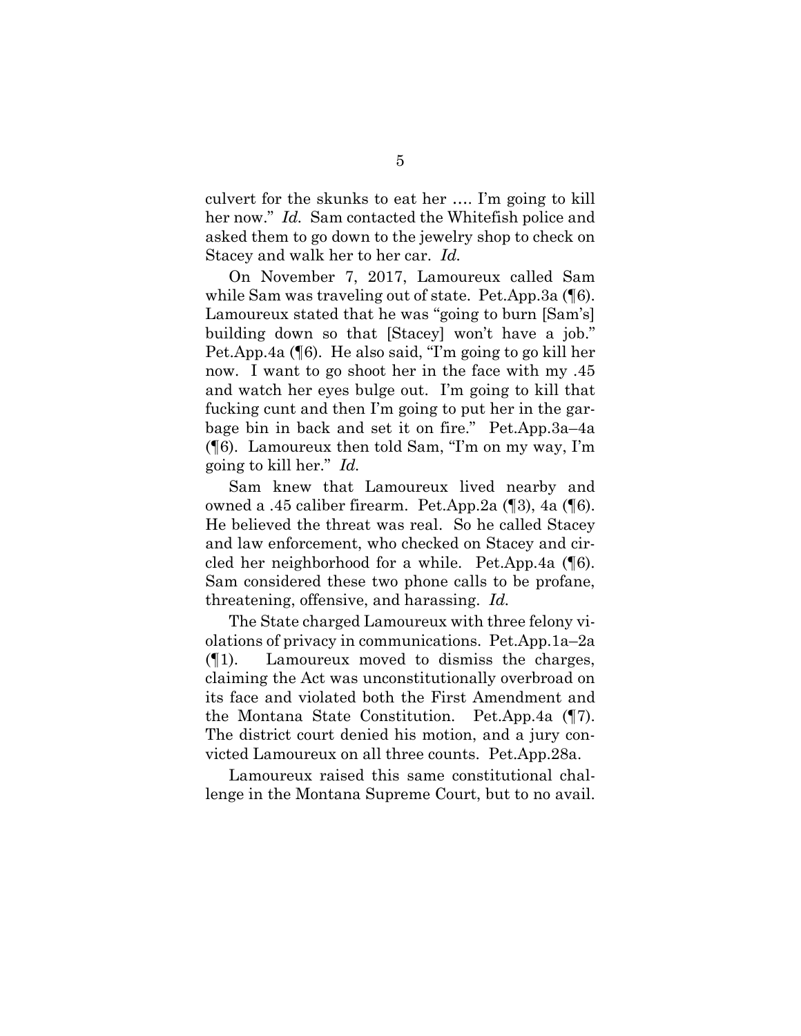culvert for the skunks to eat her …. I'm going to kill her now." *Id.* Sam contacted the Whitefish police and asked them to go down to the jewelry shop to check on Stacey and walk her to her car. *Id.*

On November 7, 2017, Lamoureux called Sam while Sam was traveling out of state. Pet.App.3a (¶6). Lamoureux stated that he was "going to burn [Sam's] building down so that [Stacey] won't have a job." Pet.App.4a (¶6). He also said, "I'm going to go kill her now. I want to go shoot her in the face with my .45 and watch her eyes bulge out. I'm going to kill that fucking cunt and then I'm going to put her in the garbage bin in back and set it on fire." Pet.App.3a–4a (¶6). Lamoureux then told Sam, "I'm on my way, I'm going to kill her." *Id.*

Sam knew that Lamoureux lived nearby and owned a .45 caliber firearm. Pet.App.2a (¶3), 4a (¶6). He believed the threat was real. So he called Stacey and law enforcement, who checked on Stacey and circled her neighborhood for a while. Pet.App.4a (¶6). Sam considered these two phone calls to be profane, threatening, offensive, and harassing. *Id.*

The State charged Lamoureux with three felony violations of privacy in communications. Pet.App.1a–2a (¶1). Lamoureux moved to dismiss the charges, claiming the Act was unconstitutionally overbroad on its face and violated both the First Amendment and the Montana State Constitution. Pet.App.4a (¶7). The district court denied his motion, and a jury convicted Lamoureux on all three counts. Pet.App.28a.

Lamoureux raised this same constitutional challenge in the Montana Supreme Court, but to no avail.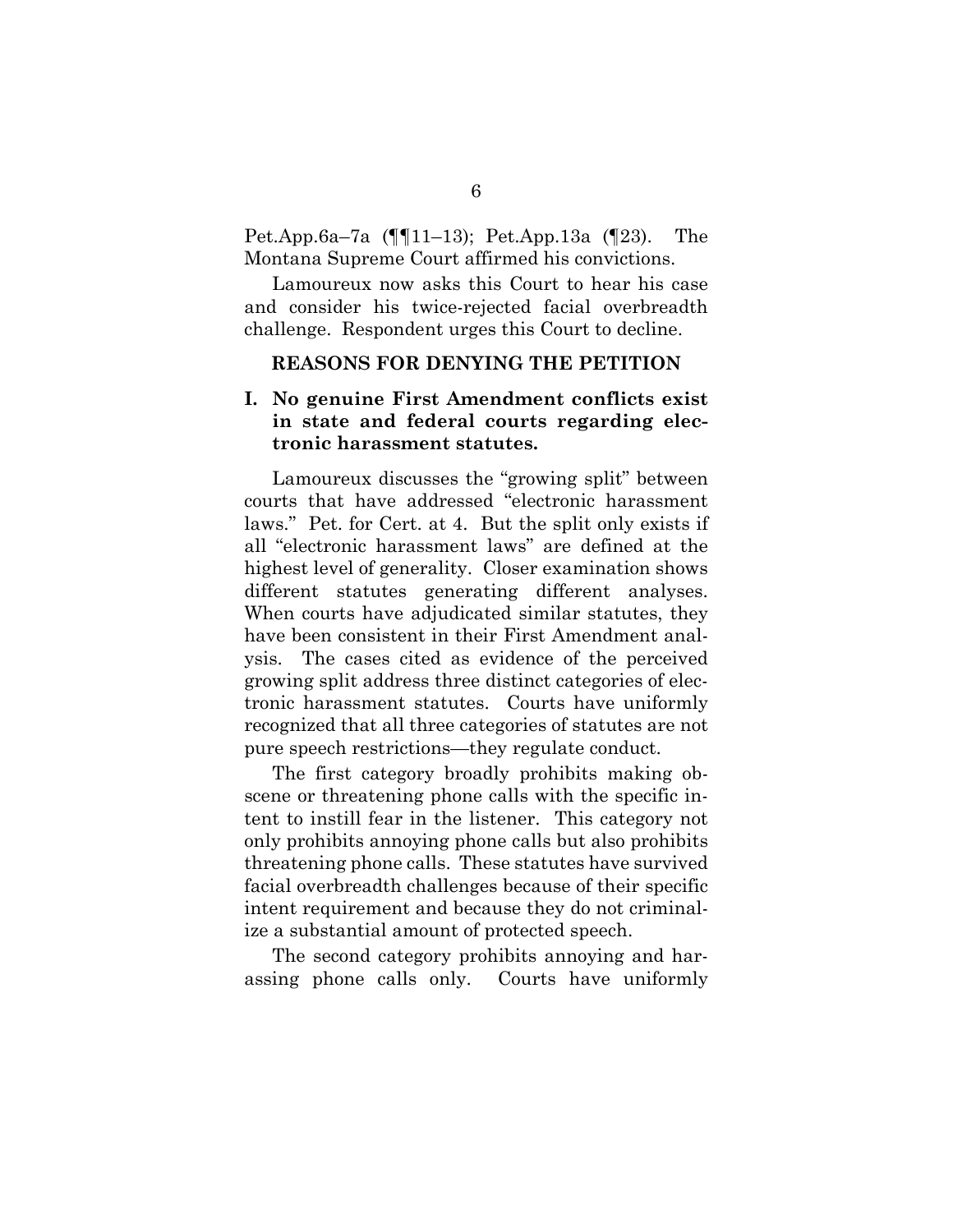Pet.App.6a–7a (¶¶11–13); Pet.App.13a (¶23). The Montana Supreme Court affirmed his convictions.

Lamoureux now asks this Court to hear his case and consider his twice-rejected facial overbreadth challenge. Respondent urges this Court to decline.

## REASONS FOR DENYING THE PETITION

### I. No genuine First Amendment conflicts exist in state and federal courts regarding electronic harassment statutes.

Lamoureux discusses the "growing split" between courts that have addressed "electronic harassment laws." Pet. for Cert. at 4. But the split only exists if all "electronic harassment laws" are defined at the highest level of generality. Closer examination shows different statutes generating different analyses. When courts have adjudicated similar statutes, they have been consistent in their First Amendment analysis. The cases cited as evidence of the perceived growing split address three distinct categories of electronic harassment statutes. Courts have uniformly recognized that all three categories of statutes are not pure speech restrictions—they regulate conduct.

The first category broadly prohibits making obscene or threatening phone calls with the specific intent to instill fear in the listener. This category not only prohibits annoying phone calls but also prohibits threatening phone calls. These statutes have survived facial overbreadth challenges because of their specific intent requirement and because they do not criminalize a substantial amount of protected speech.

The second category prohibits annoying and harassing phone calls only. Courts have uniformly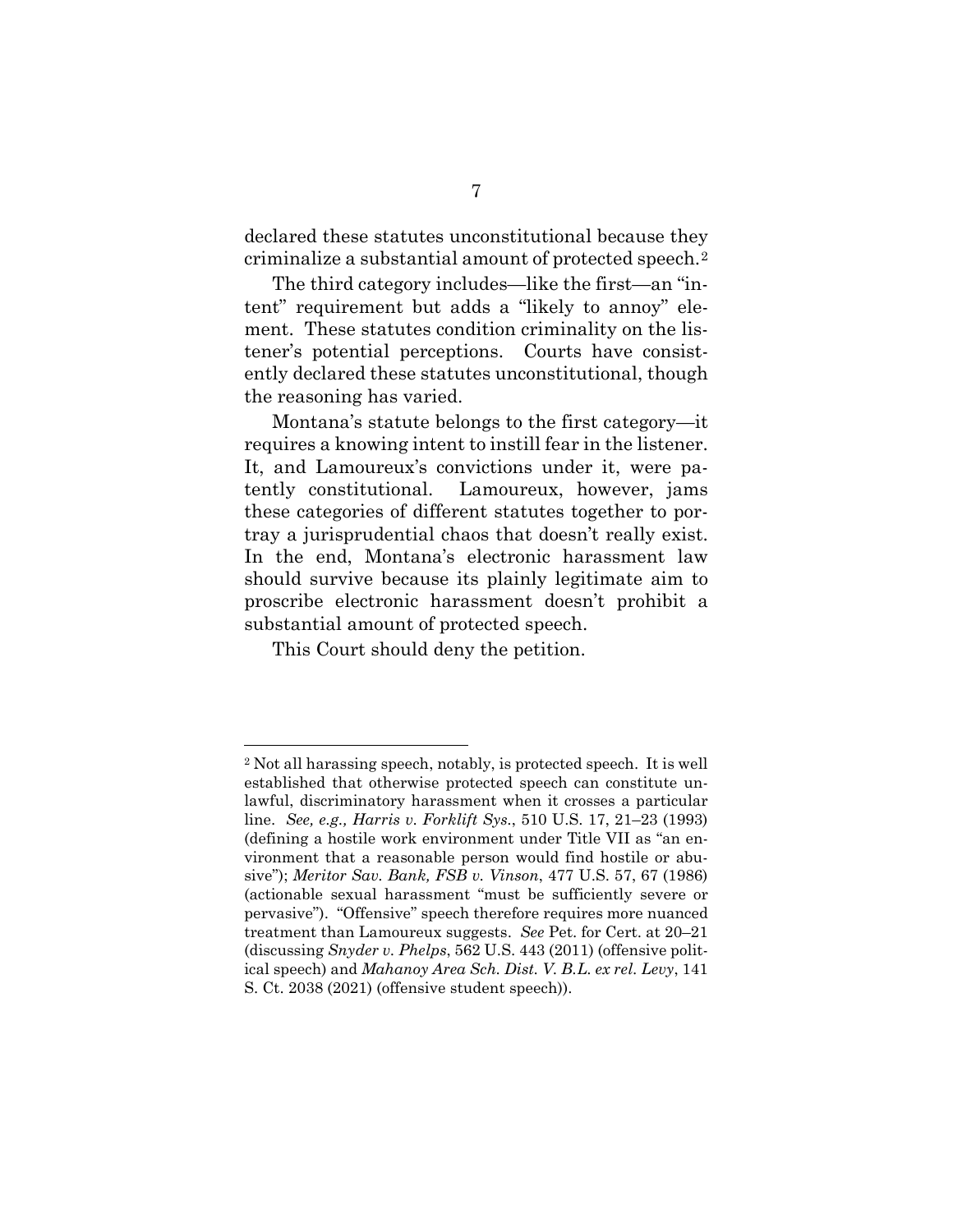declared these statutes unconstitutional because they criminalize a substantial amount of protected speech.[2]

The third category includes—like the first—an "intent" requirement but adds a "likely to annoy" element. These statutes condition criminality on the listener's potential perceptions. Courts have consistently declared these statutes unconstitutional, though the reasoning has varied.

Montana's statute belongs to the first category—it requires a knowing intent to instill fear in the listener. It, and Lamoureux's convictions under it, were patently constitutional. Lamoureux, however, jams these categories of different statutes together to portray a jurisprudential chaos that doesn't really exist. In the end, Montana's electronic harassment law should survive because its plainly legitimate aim to proscribe electronic harassment doesn't prohibit a substantial amount of protected speech.

This Court should deny the petition.

---

[2] Not all harassing speech, notably, is protected speech. It is well established that otherwise protected speech can constitute unlawful, discriminatory harassment when it crosses a particular line. *See, e.g., Harris v. Forklift Sys.*, 510 U.S. 17, 21–23 (1993) (defining a hostile work environment under Title VII as "an environment that a reasonable person would find hostile or abusive"); *Meritor Sav. Bank, FSB v. Vinson*, 477 U.S. 57, 67 (1986) (actionable sexual harassment "must be sufficiently severe or pervasive"). "Offensive" speech therefore requires more nuanced treatment than Lamoureux suggests. *See* Pet. for Cert. at 20–21 (discussing *Snyder v. Phelps*, 562 U.S. 443 (2011) (offensive political speech) and *Mahanoy Area Sch. Dist. V. B.L. ex rel. Levy*, 141 S. Ct. 2038 (2021) (offensive student speech)).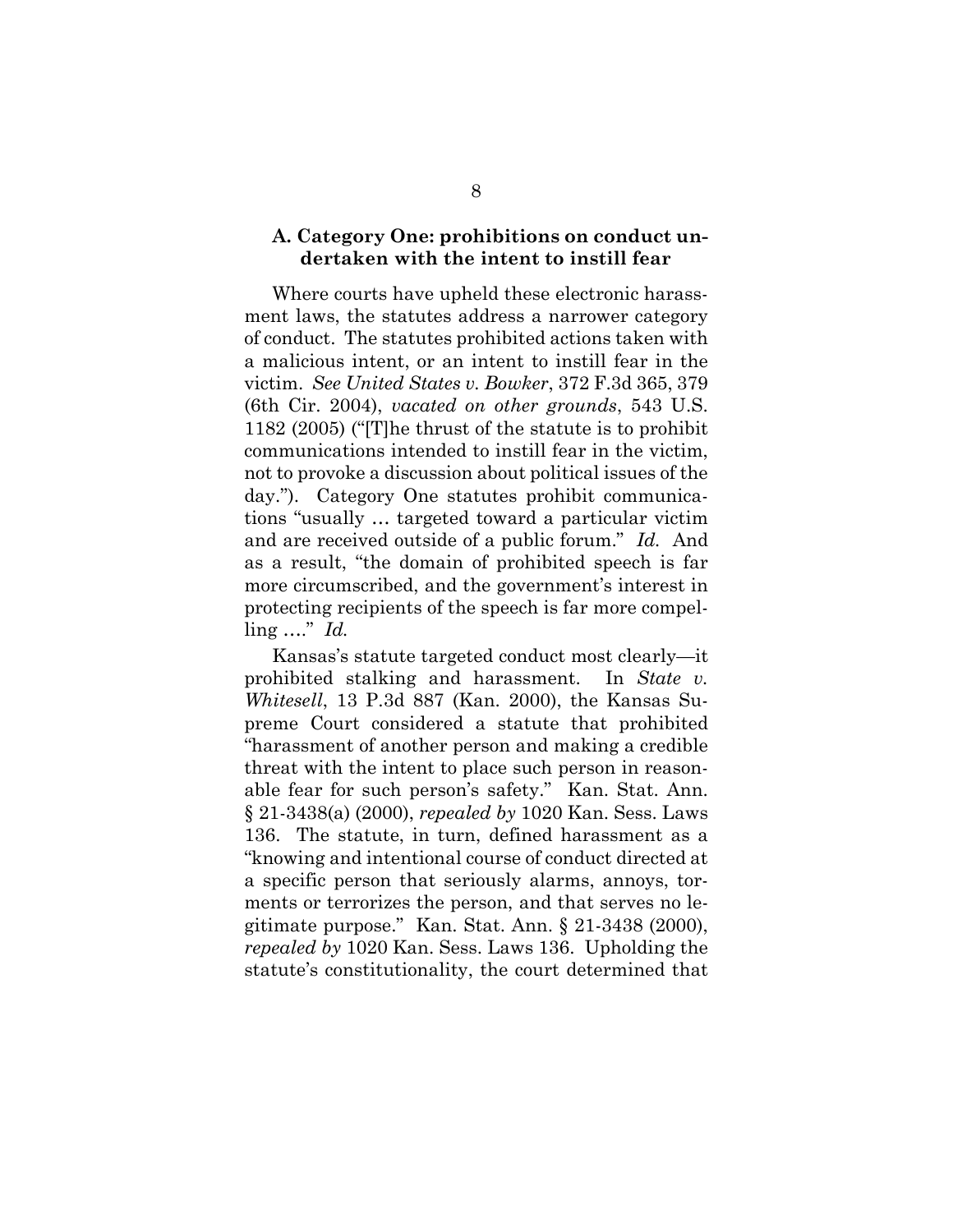### A. Category One: prohibitions on conduct undertaken with the intent to instill fear

Where courts have upheld these electronic harassment laws, the statutes address a narrower category of conduct. The statutes prohibited actions taken with a malicious intent, or an intent to instill fear in the victim. *See United States v. Bowker*, 372 F.3d 365, 379 (6th Cir. 2004), *vacated on other grounds*, 543 U.S. 1182 (2005) ("[T]he thrust of the statute is to prohibit communications intended to instill fear in the victim, not to provoke a discussion about political issues of the day."). Category One statutes prohibit communications "usually … targeted toward a particular victim and are received outside of a public forum." *Id.* And as a result, "the domain of prohibited speech is far more circumscribed, and the government's interest in protecting recipients of the speech is far more compelling …." *Id.*

Kansas's statute targeted conduct most clearly—it prohibited stalking and harassment. In *State v. Whitesell*, 13 P.3d 887 (Kan. 2000), the Kansas Supreme Court considered a statute that prohibited "harassment of another person and making a credible threat with the intent to place such person in reasonable fear for such person's safety." Kan. Stat. Ann. § 21-3438(a) (2000), *repealed by* 1020 Kan. Sess. Laws 136. The statute, in turn, defined harassment as a "knowing and intentional course of conduct directed at a specific person that seriously alarms, annoys, torments or terrorizes the person, and that serves no legitimate purpose." Kan. Stat. Ann. § 21-3438 (2000), *repealed by* 1020 Kan. Sess. Laws 136. Upholding the statute's constitutionality, the court determined that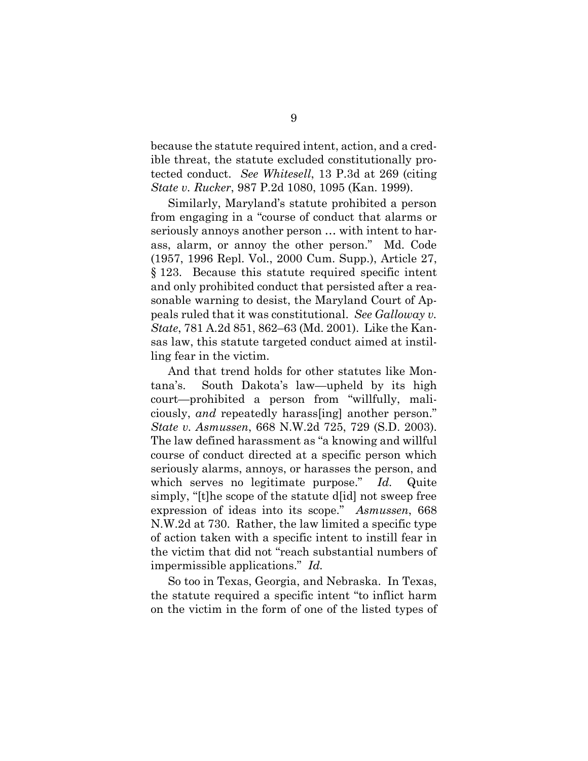because the statute required intent, action, and a credible threat, the statute excluded constitutionally protected conduct. *See Whitesell*, 13 P.3d at 269 (citing *State v. Rucker*, 987 P.2d 1080, 1095 (Kan. 1999).

Similarly, Maryland's statute prohibited a person from engaging in a "course of conduct that alarms or seriously annoys another person … with intent to harass, alarm, or annoy the other person." Md. Code (1957, 1996 Repl. Vol., 2000 Cum. Supp.), Article 27, § 123. Because this statute required specific intent and only prohibited conduct that persisted after a reasonable warning to desist, the Maryland Court of Appeals ruled that it was constitutional. *See Galloway v. State*, 781 A.2d 851, 862–63 (Md. 2001). Like the Kansas law, this statute targeted conduct aimed at instilling fear in the victim.

And that trend holds for other statutes like Montana's. South Dakota's law—upheld by its high court—prohibited a person from "willfully, maliciously, *and* repeatedly harass[ing] another person." *State v. Asmussen*, 668 N.W.2d 725, 729 (S.D. 2003). The law defined harassment as "a knowing and willful course of conduct directed at a specific person which seriously alarms, annoys, or harasses the person, and which serves no legitimate purpose." *Id.* Quite simply, "[t]he scope of the statute d[id] not sweep free expression of ideas into its scope." *Asmussen*, 668 N.W.2d at 730. Rather, the law limited a specific type of action taken with a specific intent to instill fear in the victim that did not "reach substantial numbers of impermissible applications." *Id.*

So too in Texas, Georgia, and Nebraska. In Texas, the statute required a specific intent "to inflict harm on the victim in the form of one of the listed types of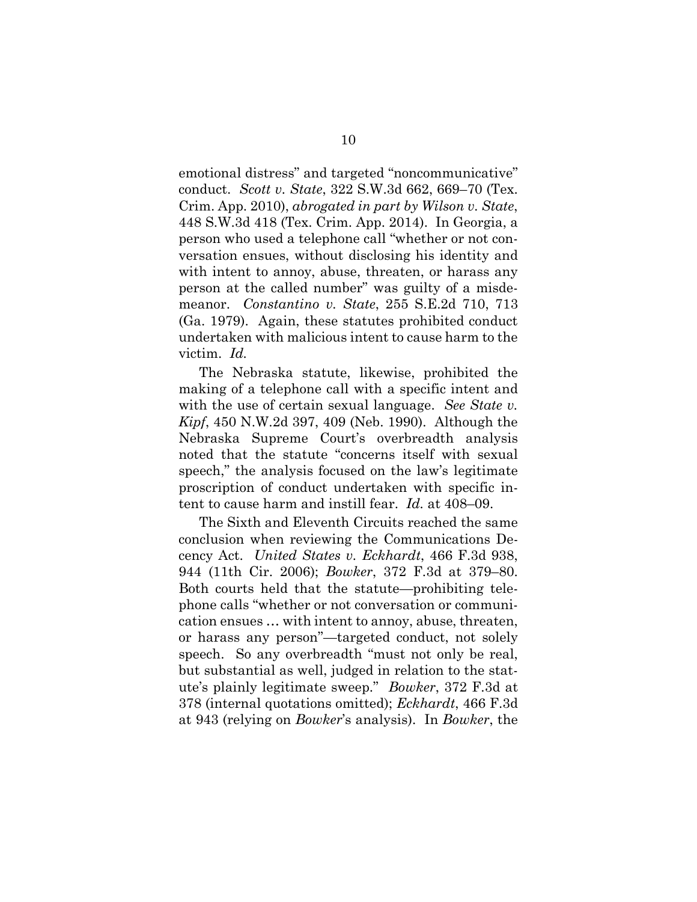emotional distress" and targeted "noncommunicative" conduct. *Scott v. State*, 322 S.W.3d 662, 669–70 (Tex. Crim. App. 2010), *abrogated in part by Wilson v. State*, 448 S.W.3d 418 (Tex. Crim. App. 2014). In Georgia, a person who used a telephone call "whether or not conversation ensues, without disclosing his identity and with intent to annoy, abuse, threaten, or harass any person at the called number" was guilty of a misdemeanor. *Constantino v. State*, 255 S.E.2d 710, 713 (Ga. 1979). Again, these statutes prohibited conduct undertaken with malicious intent to cause harm to the victim. *Id.*

The Nebraska statute, likewise, prohibited the making of a telephone call with a specific intent and with the use of certain sexual language. *See State v. Kipf*, 450 N.W.2d 397, 409 (Neb. 1990). Although the Nebraska Supreme Court's overbreadth analysis noted that the statute "concerns itself with sexual speech," the analysis focused on the law's legitimate proscription of conduct undertaken with specific intent to cause harm and instill fear. *Id.* at 408–09.

The Sixth and Eleventh Circuits reached the same conclusion when reviewing the Communications Decency Act. *United States v. Eckhardt*, 466 F.3d 938, 944 (11th Cir. 2006); *Bowker*, 372 F.3d at 379–80. Both courts held that the statute—prohibiting telephone calls "whether or not conversation or communication ensues … with intent to annoy, abuse, threaten, or harass any person"—targeted conduct, not solely speech. So any overbreadth "must not only be real, but substantial as well, judged in relation to the statute's plainly legitimate sweep." *Bowker*, 372 F.3d at 378 (internal quotations omitted); *Eckhardt*, 466 F.3d at 943 (relying on *Bowker*'s analysis). In *Bowker*, the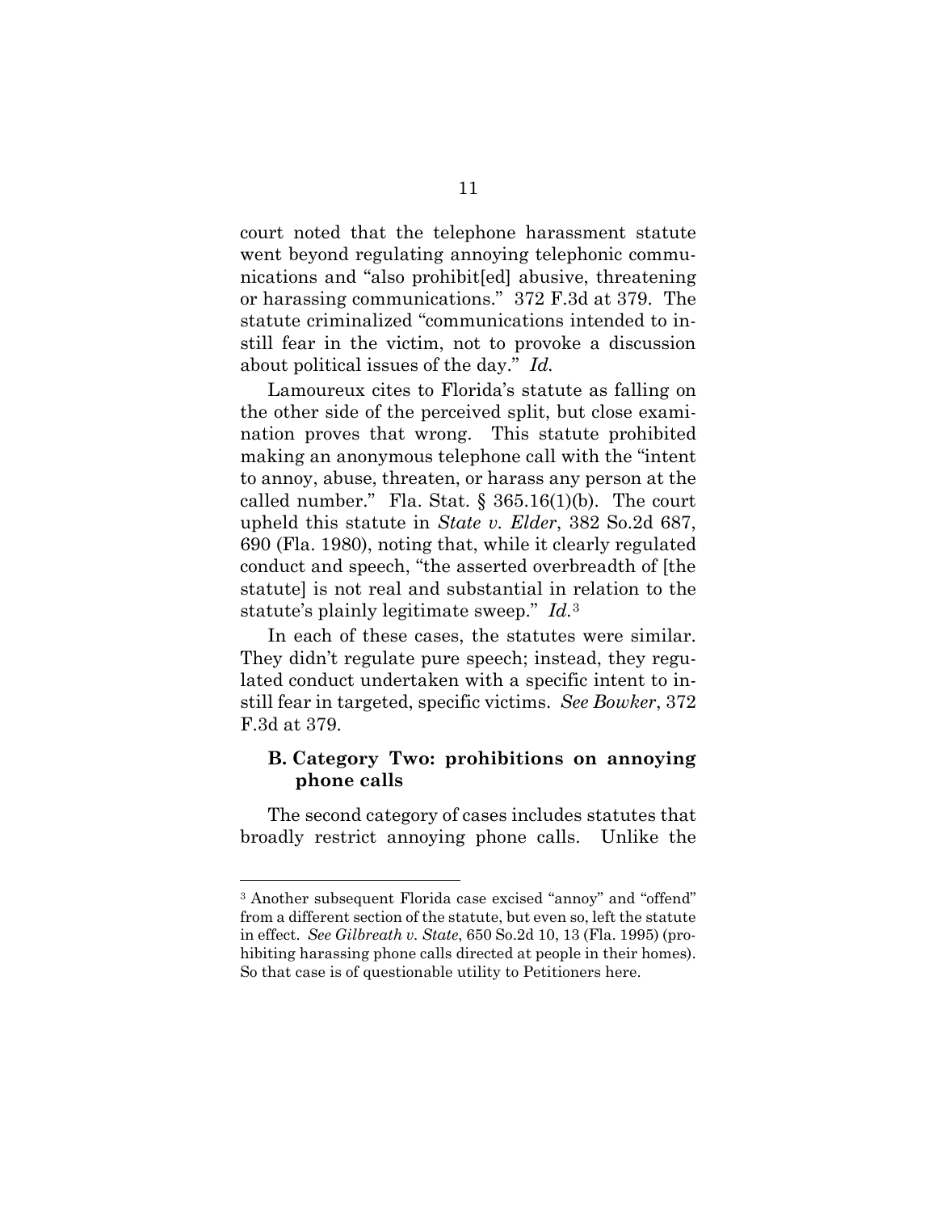court noted that the telephone harassment statute went beyond regulating annoying telephonic communications and "also prohibit[ed] abusive, threatening or harassing communications." 372 F.3d at 379. The statute criminalized "communications intended to instill fear in the victim, not to provoke a discussion about political issues of the day." *Id.*

Lamoureux cites to Florida's statute as falling on the other side of the perceived split, but close examination proves that wrong. This statute prohibited making an anonymous telephone call with the "intent to annoy, abuse, threaten, or harass any person at the called number." Fla. Stat. § 365.16(1)(b). The court upheld this statute in *State v. Elder*, 382 So.2d 687, 690 (Fla. 1980), noting that, while it clearly regulated conduct and speech, "the asserted overbreadth of [the statute] is not real and substantial in relation to the statute's plainly legitimate sweep." *Id.*[3]

In each of these cases, the statutes were similar. They didn't regulate pure speech; instead, they regulated conduct undertaken with a specific intent to instill fear in targeted, specific victims. *See Bowker*, 372 F.3d at 379.

### B. Category Two: prohibitions on annoying phone calls

The second category of cases includes statutes that broadly restrict annoying phone calls. Unlike the

[3] Another subsequent Florida case excised "annoy" and "offend" from a different section of the statute, but even so, left the statute in effect. *See Gilbreath v. State*, 650 So.2d 10, 13 (Fla. 1995) (prohibiting harassing phone calls directed at people in their homes). So that case is of questionable utility to Petitioners here.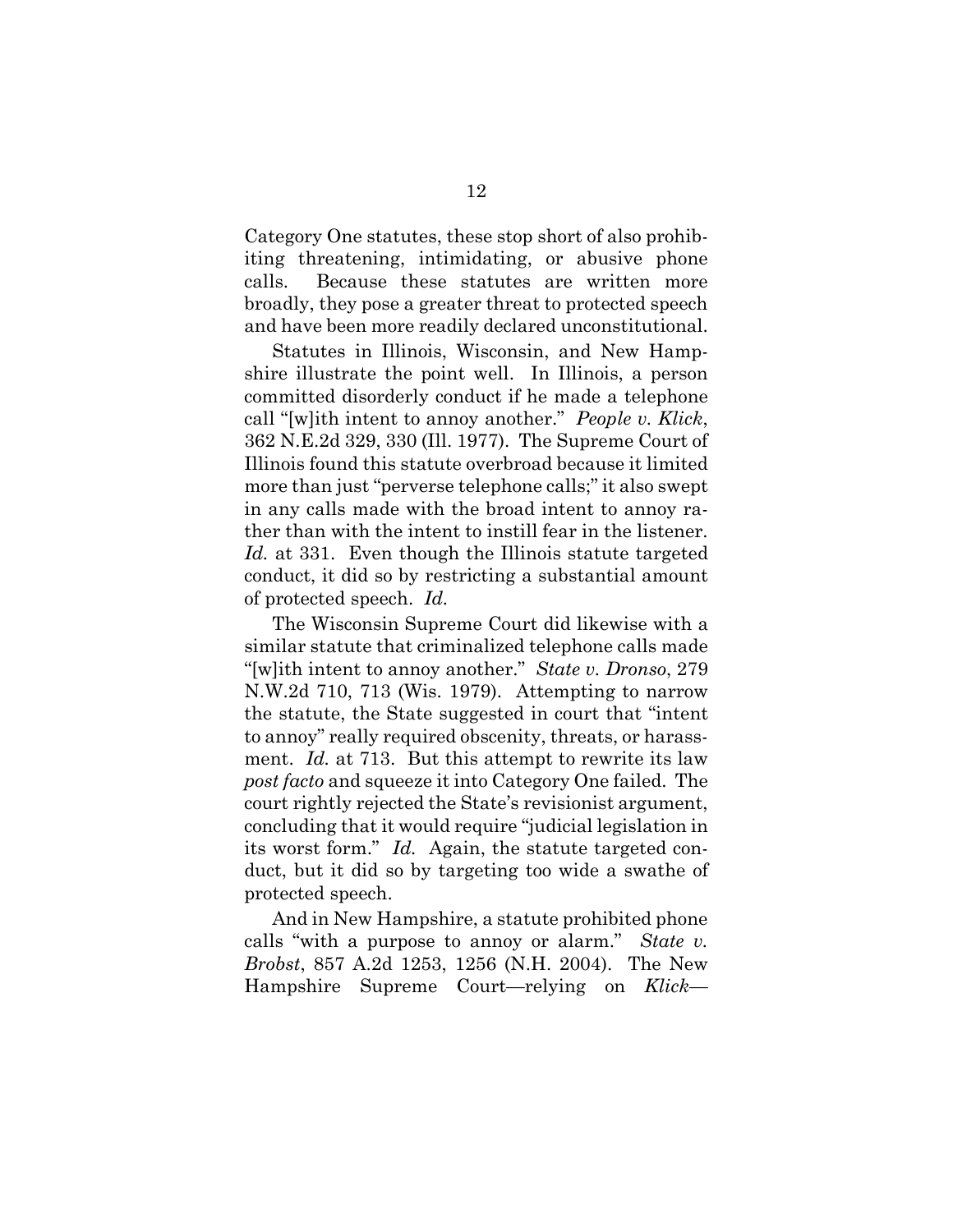Category One statutes, these stop short of also prohibiting threatening, intimidating, or abusive phone calls. Because these statutes are written more broadly, they pose a greater threat to protected speech and have been more readily declared unconstitutional.

Statutes in Illinois, Wisconsin, and New Hampshire illustrate the point well. In Illinois, a person committed disorderly conduct if he made a telephone call "[w]ith intent to annoy another." *People v. Klick*, 362 N.E.2d 329, 330 (Ill. 1977). The Supreme Court of Illinois found this statute overbroad because it limited more than just "perverse telephone calls;" it also swept in any calls made with the broad intent to annoy rather than with the intent to instill fear in the listener. *Id.* at 331. Even though the Illinois statute targeted conduct, it did so by restricting a substantial amount of protected speech. *Id.*

The Wisconsin Supreme Court did likewise with a similar statute that criminalized telephone calls made "[w]ith intent to annoy another." *State v. Dronso*, 279 N.W.2d 710, 713 (Wis. 1979). Attempting to narrow the statute, the State suggested in court that "intent to annoy" really required obscenity, threats, or harassment. *Id.* at 713. But this attempt to rewrite its law *post facto* and squeeze it into Category One failed. The court rightly rejected the State's revisionist argument, concluding that it would require "judicial legislation in its worst form." *Id.* Again, the statute targeted conduct, but it did so by targeting too wide a swathe of protected speech.

And in New Hampshire, a statute prohibited phone calls "with a purpose to annoy or alarm." *State v. Brobst*, 857 A.2d 1253, 1256 (N.H. 2004). The New Hampshire Supreme Court—relying on *Klick*—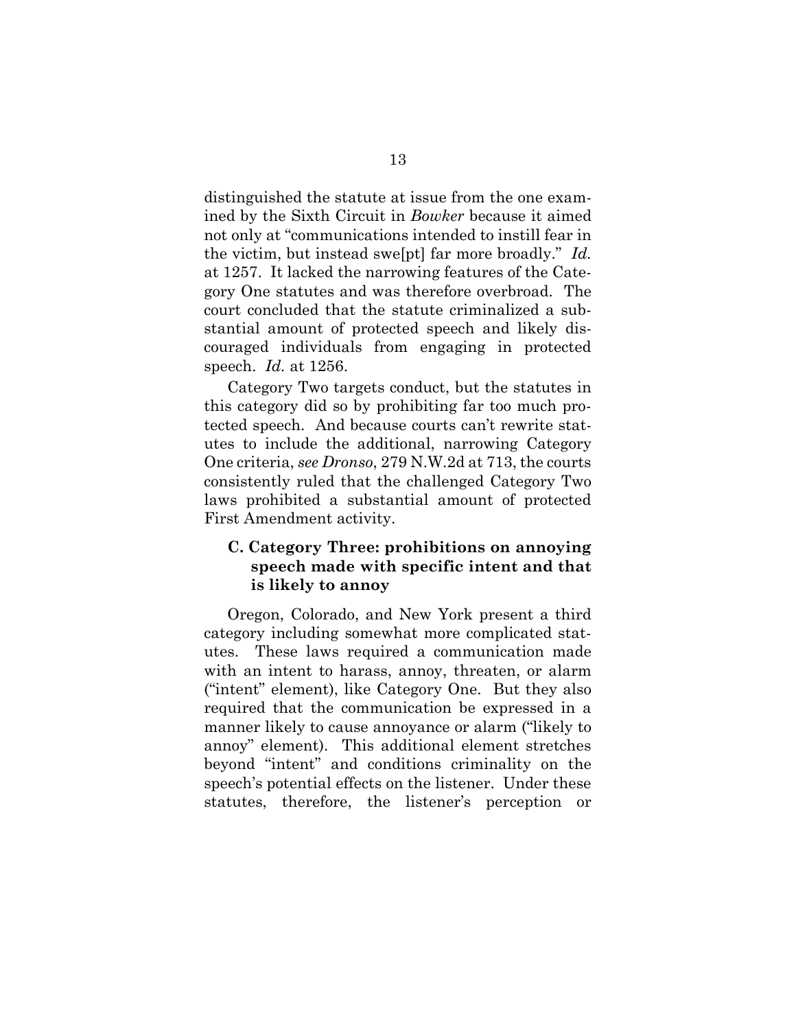distinguished the statute at issue from the one examined by the Sixth Circuit in *Bowker* because it aimed not only at "communications intended to instill fear in the victim, but instead swe[pt] far more broadly." *Id.* at 1257. It lacked the narrowing features of the Category One statutes and was therefore overbroad. The court concluded that the statute criminalized a substantial amount of protected speech and likely discouraged individuals from engaging in protected speech. *Id.* at 1256.

Category Two targets conduct, but the statutes in this category did so by prohibiting far too much protected speech. And because courts can't rewrite statutes to include the additional, narrowing Category One criteria, *see Dronso*, 279 N.W.2d at 713, the courts consistently ruled that the challenged Category Two laws prohibited a substantial amount of protected First Amendment activity.

### C. Category Three: prohibitions on annoying speech made with specific intent and that is likely to annoy

Oregon, Colorado, and New York present a third category including somewhat more complicated statutes. These laws required a communication made with an intent to harass, annoy, threaten, or alarm ("intent" element), like Category One. But they also required that the communication be expressed in a manner likely to cause annoyance or alarm ("likely to annoy" element). This additional element stretches beyond "intent" and conditions criminality on the speech's potential effects on the listener. Under these statutes, therefore, the listener's perception or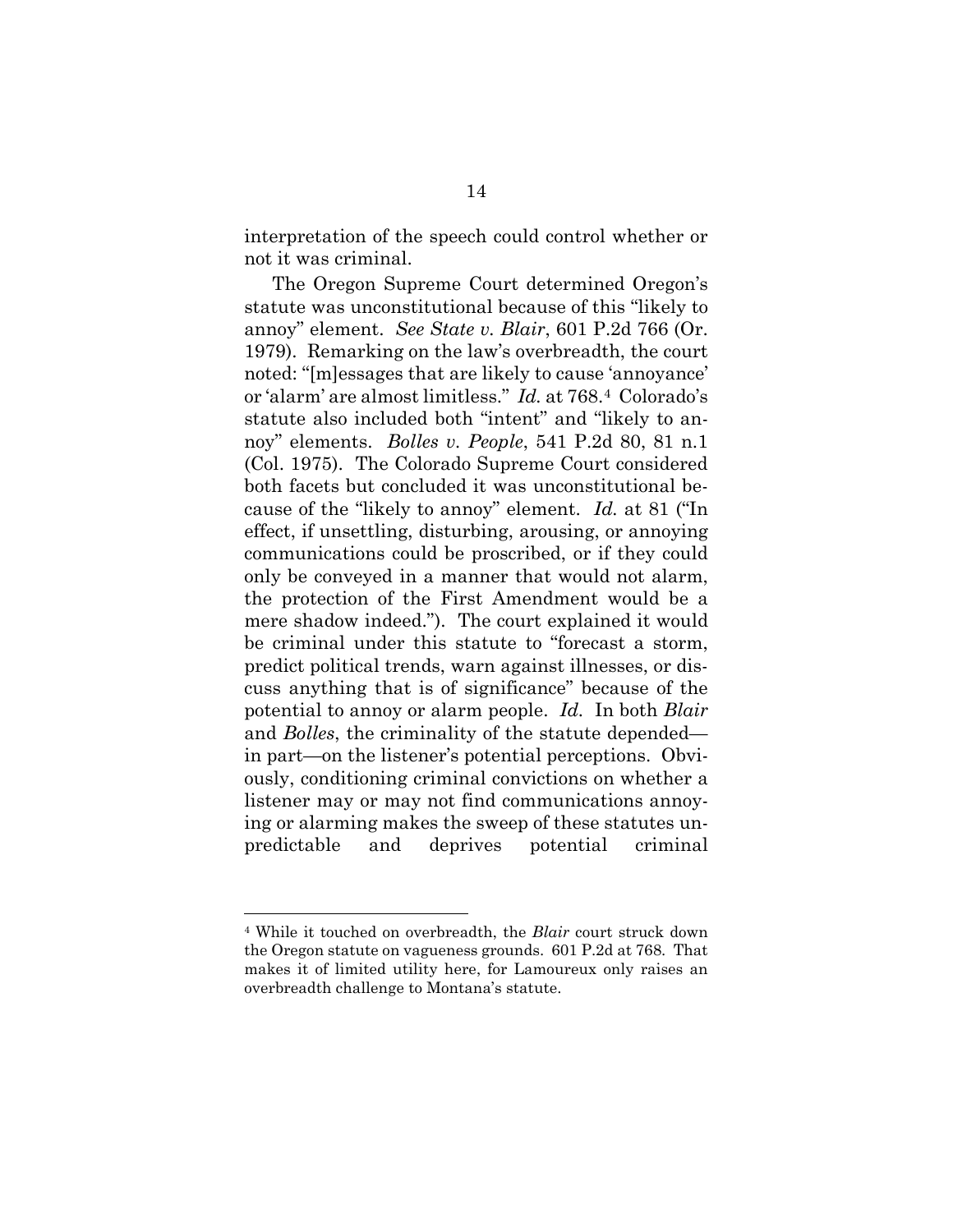interpretation of the speech could control whether or not it was criminal.

The Oregon Supreme Court determined Oregon's statute was unconstitutional because of this "likely to annoy" element. *See State v. Blair*, 601 P.2d 766 (Or. 1979). Remarking on the law's overbreadth, the court noted: "[m]essages that are likely to cause 'annoyance' or 'alarm' are almost limitless." *Id.* at 768.[4] Colorado's statute also included both "intent" and "likely to annoy" elements. *Bolles v. People*, 541 P.2d 80, 81 n.1 (Col. 1975). The Colorado Supreme Court considered both facets but concluded it was unconstitutional because of the "likely to annoy" element. *Id.* at 81 ("In effect, if unsettling, disturbing, arousing, or annoying communications could be proscribed, or if they could only be conveyed in a manner that would not alarm, the protection of the First Amendment would be a mere shadow indeed."). The court explained it would be criminal under this statute to "forecast a storm, predict political trends, warn against illnesses, or discuss anything that is of significance" because of the potential to annoy or alarm people. *Id.* In both *Blair* and *Bolles*, the criminality of the statute depended—in part—on the listener's potential perceptions. Obviously, conditioning criminal convictions on whether a listener may or may not find communications annoying or alarming makes the sweep of these statutes unpredictable and deprives potential criminal

---

[4] While it touched on overbreadth, the *Blair* court struck down the Oregon statute on vagueness grounds. 601 P.2d at 768. That makes it of limited utility here, for Lamoureux only raises an overbreadth challenge to Montana's statute.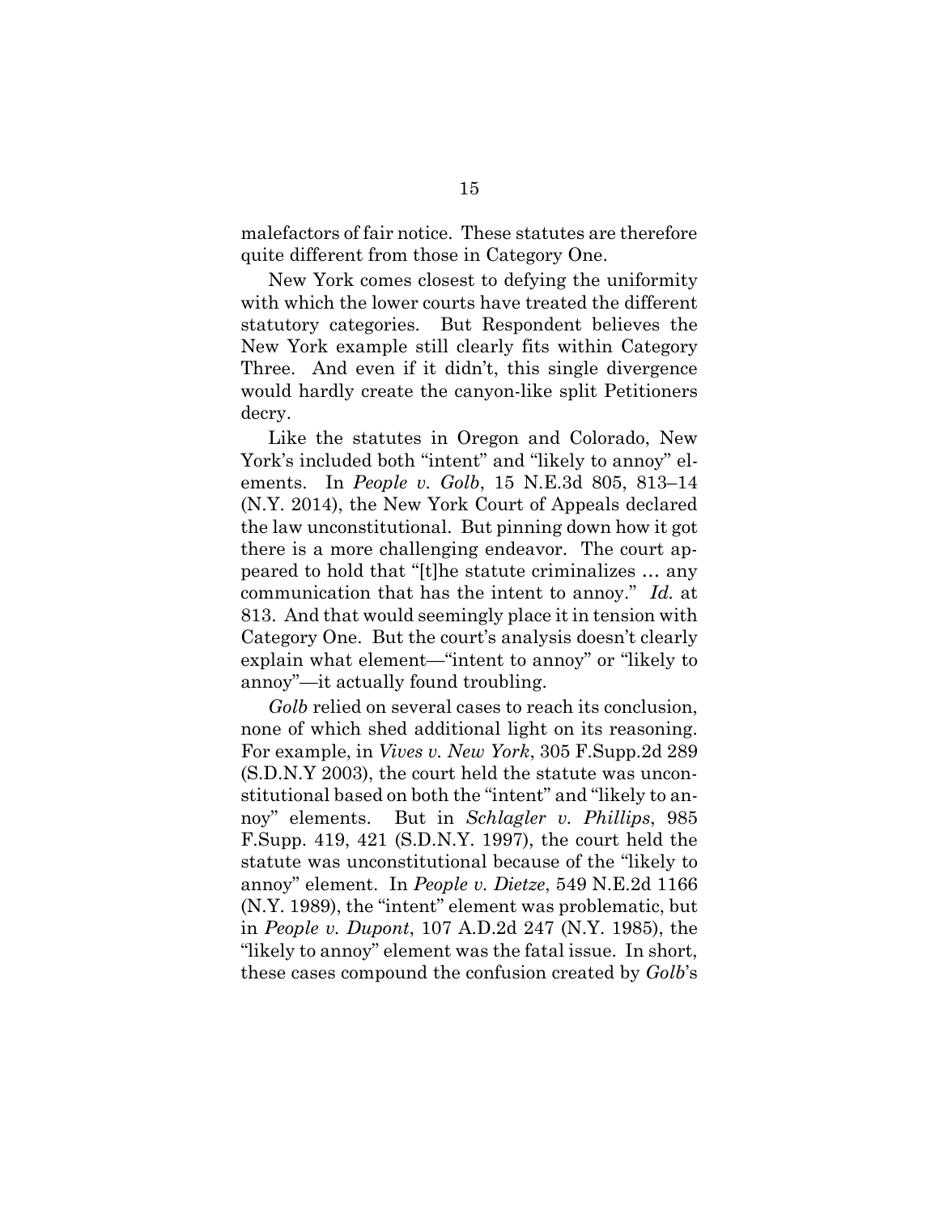malefactors of fair notice. These statutes are therefore quite different from those in Category One.

New York comes closest to defying the uniformity with which the lower courts have treated the different statutory categories. But Respondent believes the New York example still clearly fits within Category Three. And even if it didn't, this single divergence would hardly create the canyon-like split Petitioners decry.

Like the statutes in Oregon and Colorado, New York's included both "intent" and "likely to annoy" elements. In *People v. Golb*, 15 N.E.3d 805, 813–14 (N.Y. 2014), the New York Court of Appeals declared the law unconstitutional. But pinning down how it got there is a more challenging endeavor. The court appeared to hold that "[t]he statute criminalizes … any communication that has the intent to annoy." *Id.* at 813. And that would seemingly place it in tension with Category One. But the court's analysis doesn't clearly explain what element—"intent to annoy" or "likely to annoy"—it actually found troubling.

*Golb* relied on several cases to reach its conclusion, none of which shed additional light on its reasoning. For example, in *Vives v. New York*, 305 F.Supp.2d 289 (S.D.N.Y 2003), the court held the statute was unconstitutional based on both the "intent" and "likely to annoy" elements. But in *Schlagler v. Phillips*, 985 F.Supp. 419, 421 (S.D.N.Y. 1997), the court held the statute was unconstitutional because of the "likely to annoy" element. In *People v. Dietze*, 549 N.E.2d 1166 (N.Y. 1989), the "intent" element was problematic, but in *People v. Dupont*, 107 A.D.2d 247 (N.Y. 1985), the "likely to annoy" element was the fatal issue. In short, these cases compound the confusion created by *Golb*'s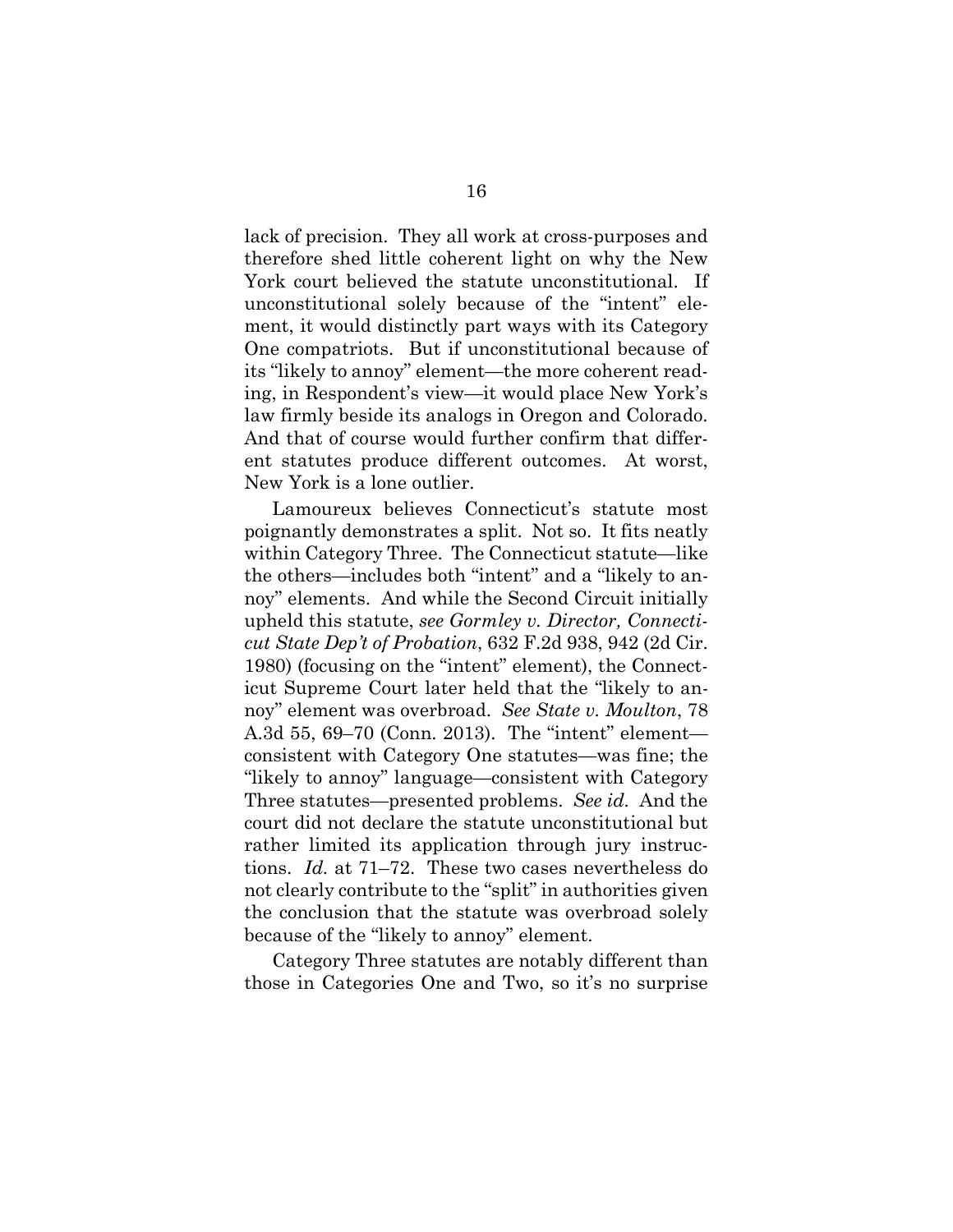lack of precision. They all work at cross-purposes and therefore shed little coherent light on why the New York court believed the statute unconstitutional. If unconstitutional solely because of the "intent" element, it would distinctly part ways with its Category One compatriots. But if unconstitutional because of its "likely to annoy" element—the more coherent reading, in Respondent's view—it would place New York's law firmly beside its analogs in Oregon and Colorado. And that of course would further confirm that different statutes produce different outcomes. At worst, New York is a lone outlier.

Lamoureux believes Connecticut's statute most poignantly demonstrates a split. Not so. It fits neatly within Category Three. The Connecticut statute—like the others—includes both "intent" and a "likely to annoy" elements. And while the Second Circuit initially upheld this statute, *see Gormley v. Director, Connecticut State Dep't of Probation*, 632 F.2d 938, 942 (2d Cir. 1980) (focusing on the "intent" element), the Connecticut Supreme Court later held that the "likely to annoy" element was overbroad. *See State v. Moulton*, 78 A.3d 55, 69–70 (Conn. 2013). The "intent" element—consistent with Category One statutes—was fine; the "likely to annoy" language—consistent with Category Three statutes—presented problems. *See id.* And the court did not declare the statute unconstitutional but rather limited its application through jury instructions. *Id.* at 71–72. These two cases nevertheless do not clearly contribute to the "split" in authorities given the conclusion that the statute was overbroad solely because of the "likely to annoy" element.

Category Three statutes are notably different than those in Categories One and Two, so it's no surprise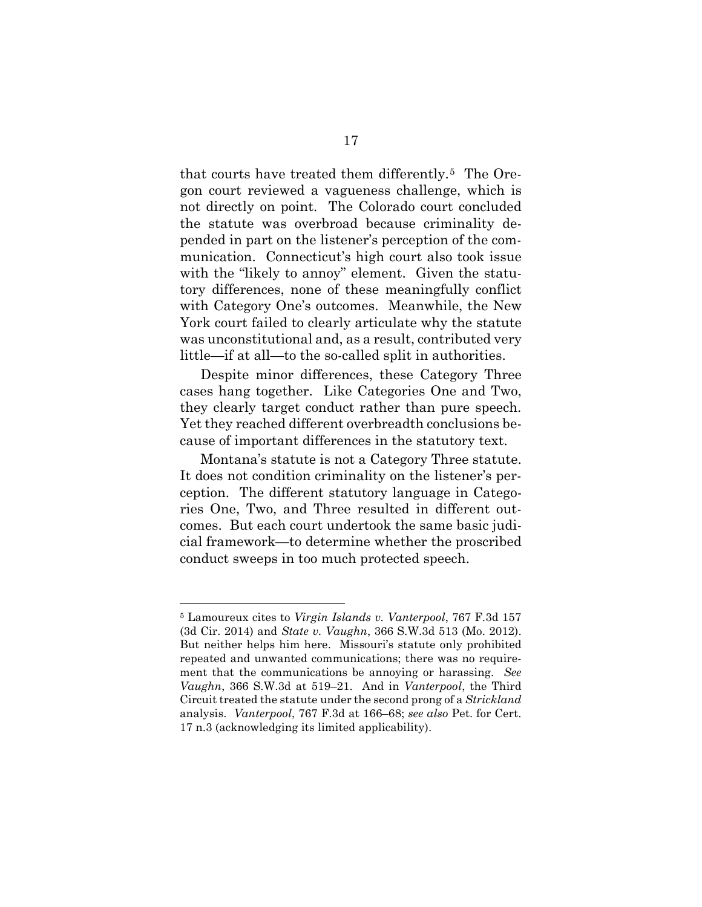that courts have treated them differently.[5] The Oregon court reviewed a vagueness challenge, which is not directly on point. The Colorado court concluded the statute was overbroad because criminality depended in part on the listener's perception of the communication. Connecticut's high court also took issue with the "likely to annoy" element. Given the statutory differences, none of these meaningfully conflict with Category One's outcomes. Meanwhile, the New York court failed to clearly articulate why the statute was unconstitutional and, as a result, contributed very little—if at all—to the so-called split in authorities.

Despite minor differences, these Category Three cases hang together. Like Categories One and Two, they clearly target conduct rather than pure speech. Yet they reached different overbreadth conclusions because of important differences in the statutory text.

Montana's statute is not a Category Three statute. It does not condition criminality on the listener's perception. The different statutory language in Categories One, Two, and Three resulted in different outcomes. But each court undertook the same basic judicial framework—to determine whether the proscribed conduct sweeps in too much protected speech.

---

[5] Lamoureux cites to *Virgin Islands v. Vanterpool*, 767 F.3d 157 (3d Cir. 2014) and *State v. Vaughn*, 366 S.W.3d 513 (Mo. 2012). But neither helps him here. Missouri's statute only prohibited repeated and unwanted communications; there was no requirement that the communications be annoying or harassing. *See Vaughn*, 366 S.W.3d at 519–21. And in *Vanterpool*, the Third Circuit treated the statute under the second prong of a *Strickland* analysis. *Vanterpool*, 767 F.3d at 166–68; *see also* Pet. for Cert. 17 n.3 (acknowledging its limited applicability).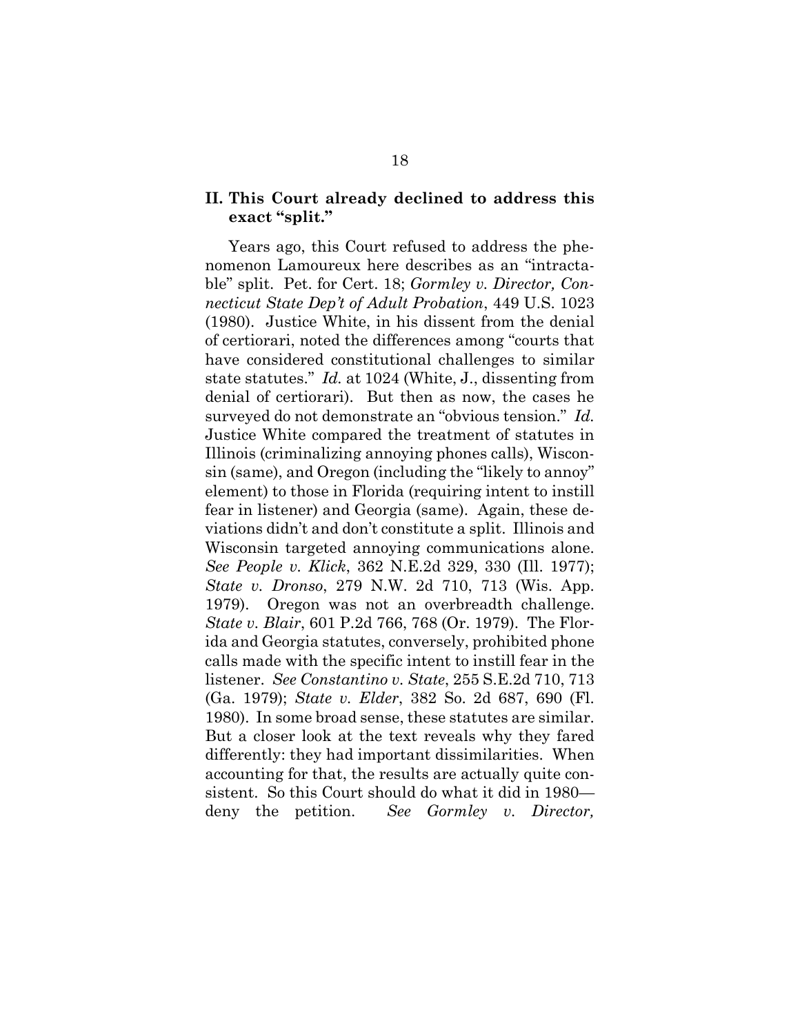## II. This Court already declined to address this exact "split."

Years ago, this Court refused to address the phenomenon Lamoureux here describes as an "intractable" split. Pet. for Cert. 18; *Gormley v. Director, Connecticut State Dep't of Adult Probation*, 449 U.S. 1023 (1980). Justice White, in his dissent from the denial of certiorari, noted the differences among "courts that have considered constitutional challenges to similar state statutes." *Id.* at 1024 (White, J., dissenting from denial of certiorari). But then as now, the cases he surveyed do not demonstrate an "obvious tension." *Id.* Justice White compared the treatment of statutes in Illinois (criminalizing annoying phones calls), Wisconsin (same), and Oregon (including the "likely to annoy" element) to those in Florida (requiring intent to instill fear in listener) and Georgia (same). Again, these deviations didn't and don't constitute a split. Illinois and Wisconsin targeted annoying communications alone. *See People v. Klick*, 362 N.E.2d 329, 330 (Ill. 1977); *State v. Dronso*, 279 N.W. 2d 710, 713 (Wis. App. 1979). Oregon was not an overbreadth challenge. *State v. Blair*, 601 P.2d 766, 768 (Or. 1979). The Florida and Georgia statutes, conversely, prohibited phone calls made with the specific intent to instill fear in the listener. *See Constantino v. State*, 255 S.E.2d 710, 713 (Ga. 1979); *State v. Elder*, 382 So. 2d 687, 690 (Fl. 1980). In some broad sense, these statutes are similar. But a closer look at the text reveals why they fared differently: they had important dissimilarities. When accounting for that, the results are actually quite consistent. So this Court should do what it did in 1980—deny the petition. *See Gormley v. Director,*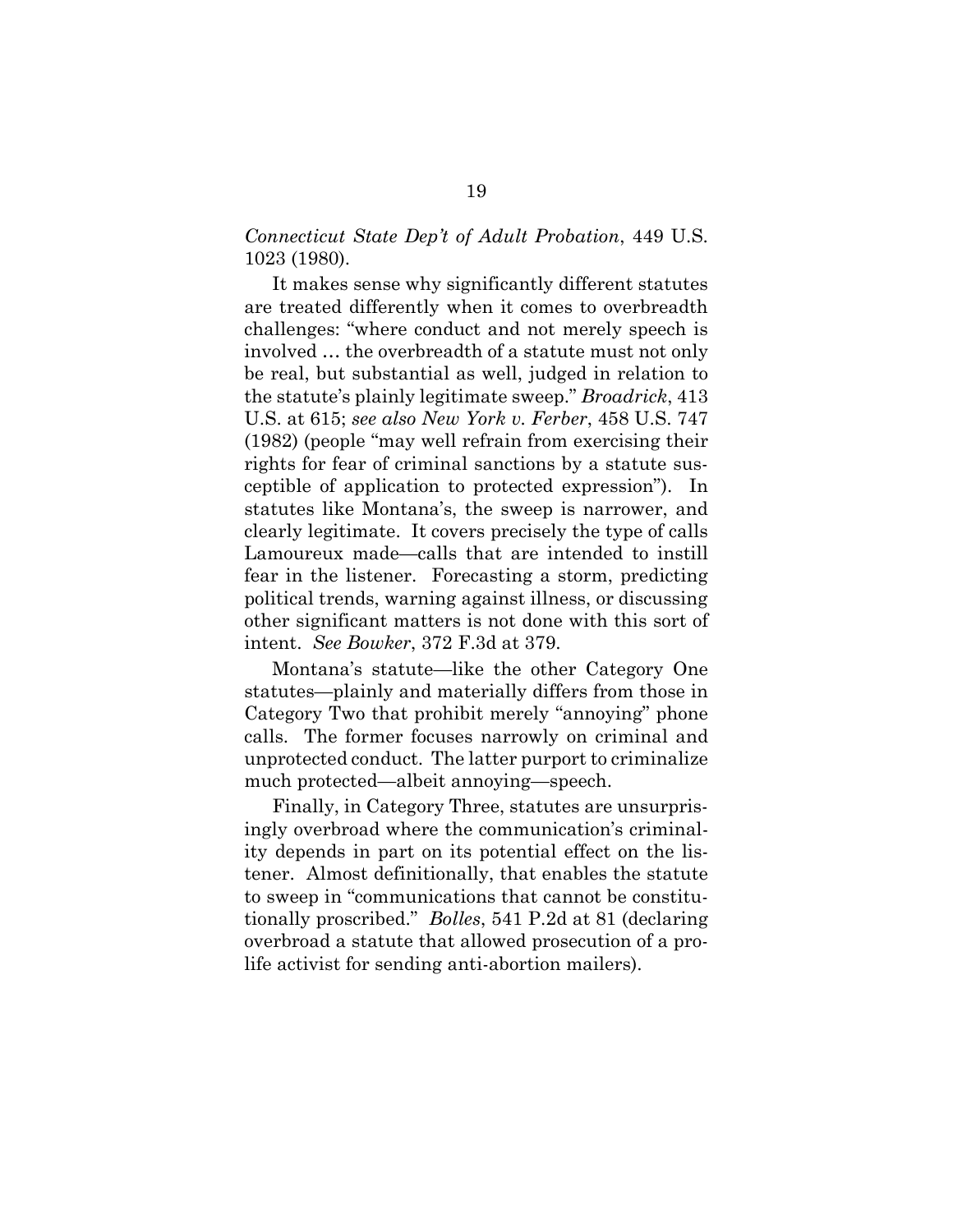*Connecticut State Dep't of Adult Probation*, 449 U.S. 1023 (1980).

It makes sense why significantly different statutes are treated differently when it comes to overbreadth challenges: "where conduct and not merely speech is involved … the overbreadth of a statute must not only be real, but substantial as well, judged in relation to the statute's plainly legitimate sweep." *Broadrick*, 413 U.S. at 615; *see also New York v. Ferber*, 458 U.S. 747 (1982) (people "may well refrain from exercising their rights for fear of criminal sanctions by a statute susceptible of application to protected expression"). In statutes like Montana's, the sweep is narrower, and clearly legitimate. It covers precisely the type of calls Lamoureux made—calls that are intended to instill fear in the listener. Forecasting a storm, predicting political trends, warning against illness, or discussing other significant matters is not done with this sort of intent. *See Bowker*, 372 F.3d at 379.

Montana's statute—like the other Category One statutes—plainly and materially differs from those in Category Two that prohibit merely "annoying" phone calls. The former focuses narrowly on criminal and unprotected conduct. The latter purport to criminalize much protected—albeit annoying—speech.

Finally, in Category Three, statutes are unsurprisingly overbroad where the communication's criminality depends in part on its potential effect on the listener. Almost definitionally, that enables the statute to sweep in "communications that cannot be constitutionally proscribed." *Bolles*, 541 P.2d at 81 (declaring overbroad a statute that allowed prosecution of a pro-life activist for sending anti-abortion mailers).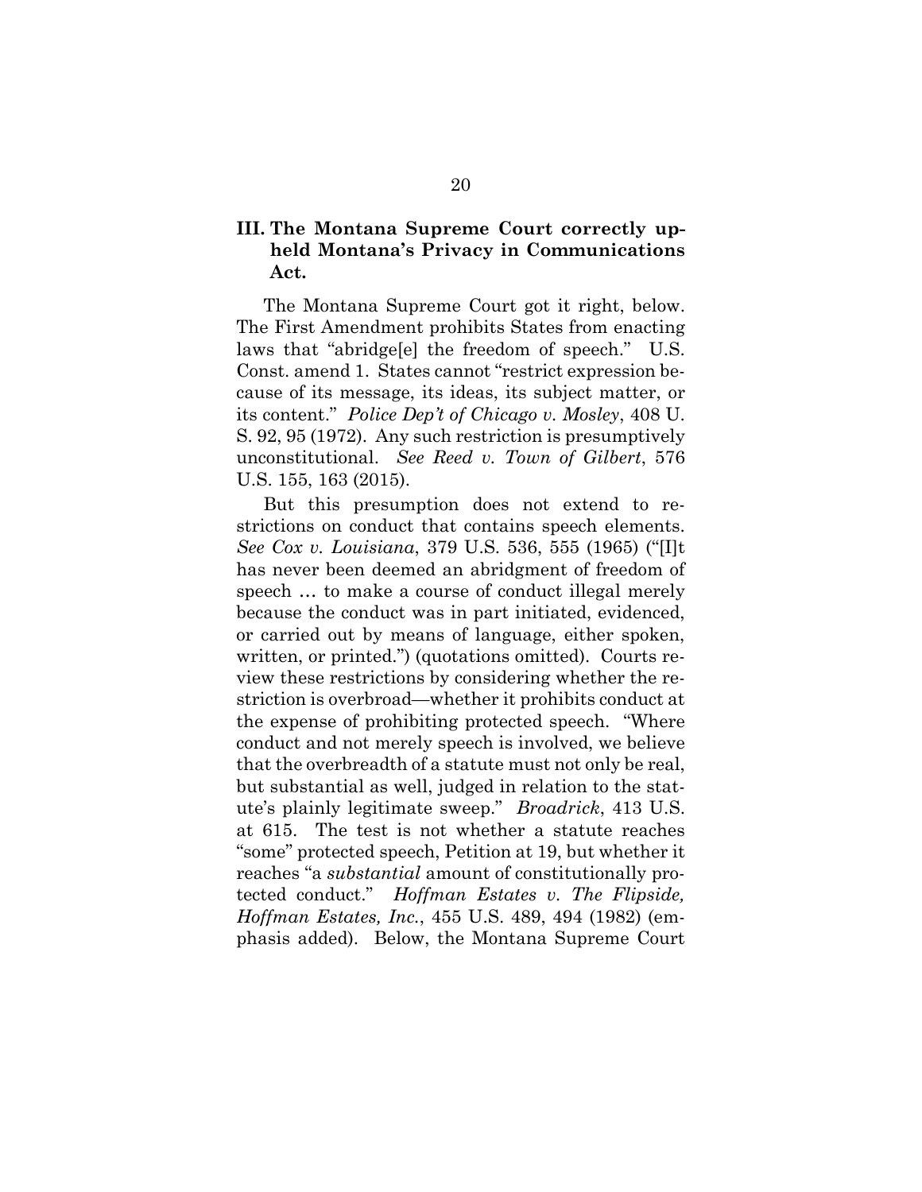### III. The Montana Supreme Court correctly upheld Montana's Privacy in Communications Act.

The Montana Supreme Court got it right, below. The First Amendment prohibits States from enacting laws that "abridge[e] the freedom of speech." U.S. Const. amend 1. States cannot "restrict expression because of its message, its ideas, its subject matter, or its content." *Police Dep't of Chicago v. Mosley*, 408 U. S. 92, 95 (1972). Any such restriction is presumptively unconstitutional. *See Reed v. Town of Gilbert*, 576 U.S. 155, 163 (2015).

But this presumption does not extend to restrictions on conduct that contains speech elements. *See Cox v. Louisiana*, 379 U.S. 536, 555 (1965) ("[I]t has never been deemed an abridgment of freedom of speech … to make a course of conduct illegal merely because the conduct was in part initiated, evidenced, or carried out by means of language, either spoken, written, or printed.") (quotations omitted). Courts review these restrictions by considering whether the restriction is overbroad—whether it prohibits conduct at the expense of prohibiting protected speech. "Where conduct and not merely speech is involved, we believe that the overbreadth of a statute must not only be real, but substantial as well, judged in relation to the statute's plainly legitimate sweep." *Broadrick*, 413 U.S. at 615. The test is not whether a statute reaches "some" protected speech, Petition at 19, but whether it reaches "a *substantial* amount of constitutionally protected conduct." *Hoffman Estates v. The Flipside, Hoffman Estates, Inc.*, 455 U.S. 489, 494 (1982) (emphasis added). Below, the Montana Supreme Court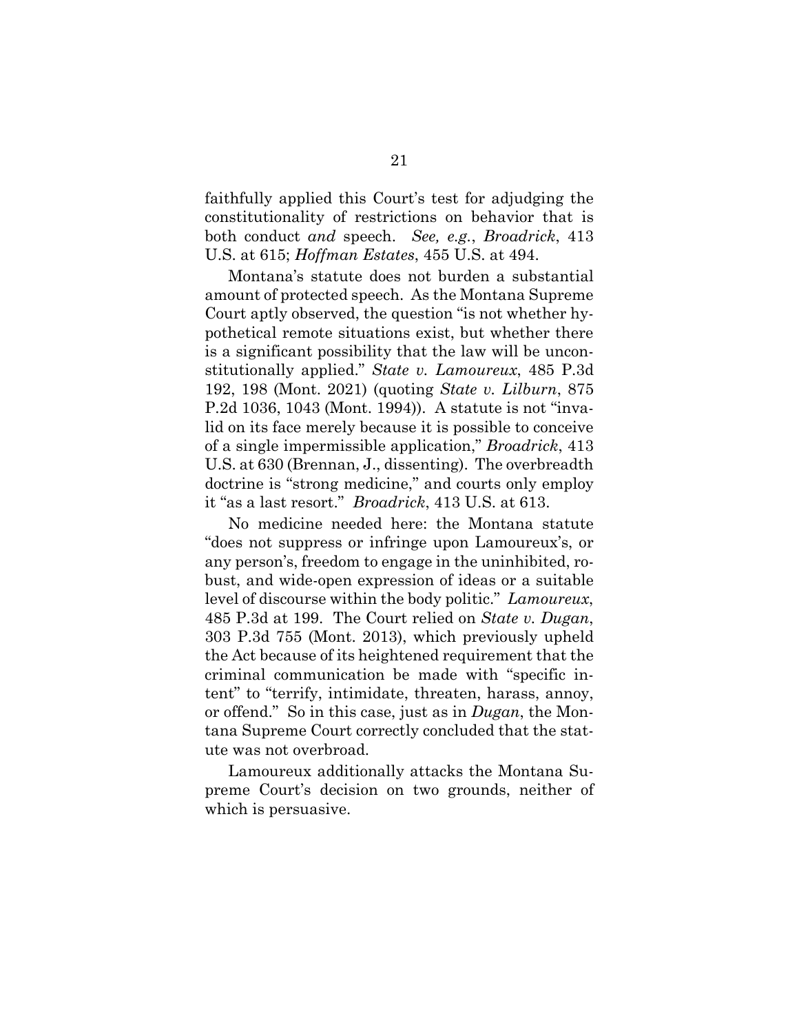faithfully applied this Court's test for adjudging the constitutionality of restrictions on behavior that is both conduct *and* speech. *See, e.g.*, *Broadrick*, 413 U.S. at 615; *Hoffman Estates*, 455 U.S. at 494.

Montana's statute does not burden a substantial amount of protected speech. As the Montana Supreme Court aptly observed, the question "is not whether hypothetical remote situations exist, but whether there is a significant possibility that the law will be unconstitutionally applied." *State v. Lamoureux*, 485 P.3d 192, 198 (Mont. 2021) (quoting *State v. Lilburn*, 875 P.2d 1036, 1043 (Mont. 1994)). A statute is not "invalid on its face merely because it is possible to conceive of a single impermissible application," *Broadrick*, 413 U.S. at 630 (Brennan, J., dissenting). The overbreadth doctrine is "strong medicine," and courts only employ it "as a last resort." *Broadrick*, 413 U.S. at 613.

No medicine needed here: the Montana statute "does not suppress or infringe upon Lamoureux's, or any person's, freedom to engage in the uninhibited, robust, and wide-open expression of ideas or a suitable level of discourse within the body politic." *Lamoureux*, 485 P.3d at 199. The Court relied on *State v. Dugan*, 303 P.3d 755 (Mont. 2013), which previously upheld the Act because of its heightened requirement that the criminal communication be made with "specific intent" to "terrify, intimidate, threaten, harass, annoy, or offend." So in this case, just as in *Dugan*, the Montana Supreme Court correctly concluded that the statute was not overbroad.

Lamoureux additionally attacks the Montana Supreme Court's decision on two grounds, neither of which is persuasive.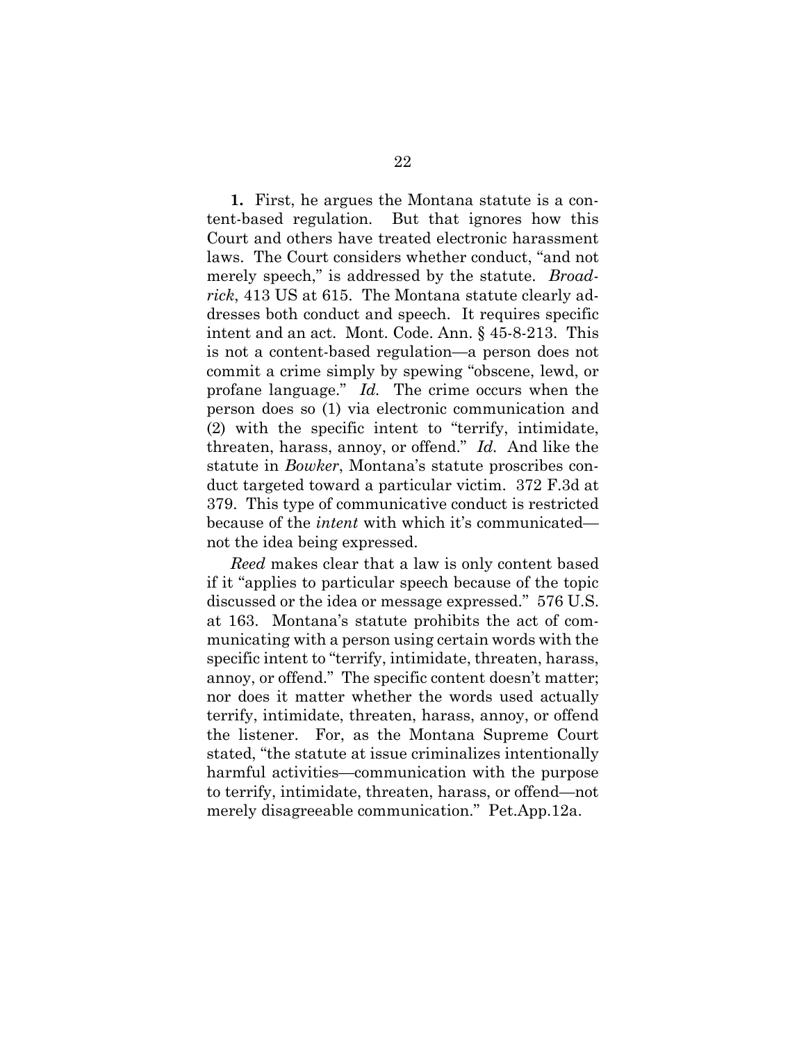**1.** First, he argues the Montana statute is a content-based regulation. But that ignores how this Court and others have treated electronic harassment laws. The Court considers whether conduct, "and not merely speech," is addressed by the statute. *Broadrick*, 413 US at 615. The Montana statute clearly addresses both conduct and speech. It requires specific intent and an act. Mont. Code. Ann. § 45-8-213. This is not a content-based regulation—a person does not commit a crime simply by spewing "obscene, lewd, or profane language." *Id.* The crime occurs when the person does so (1) via electronic communication and (2) with the specific intent to "terrify, intimidate, threaten, harass, annoy, or offend." *Id.* And like the statute in *Bowker*, Montana's statute proscribes conduct targeted toward a particular victim. 372 F.3d at 379. This type of communicative conduct is restricted because of the *intent* with which it's communicated—not the idea being expressed.

*Reed* makes clear that a law is only content based if it "applies to particular speech because of the topic discussed or the idea or message expressed." 576 U.S. at 163. Montana's statute prohibits the act of communicating with a person using certain words with the specific intent to "terrify, intimidate, threaten, harass, annoy, or offend." The specific content doesn't matter; nor does it matter whether the words used actually terrify, intimidate, threaten, harass, annoy, or offend the listener. For, as the Montana Supreme Court stated, "the statute at issue criminalizes intentionally harmful activities—communication with the purpose to terrify, intimidate, threaten, harass, or offend—not merely disagreeable communication." Pet.App.12a.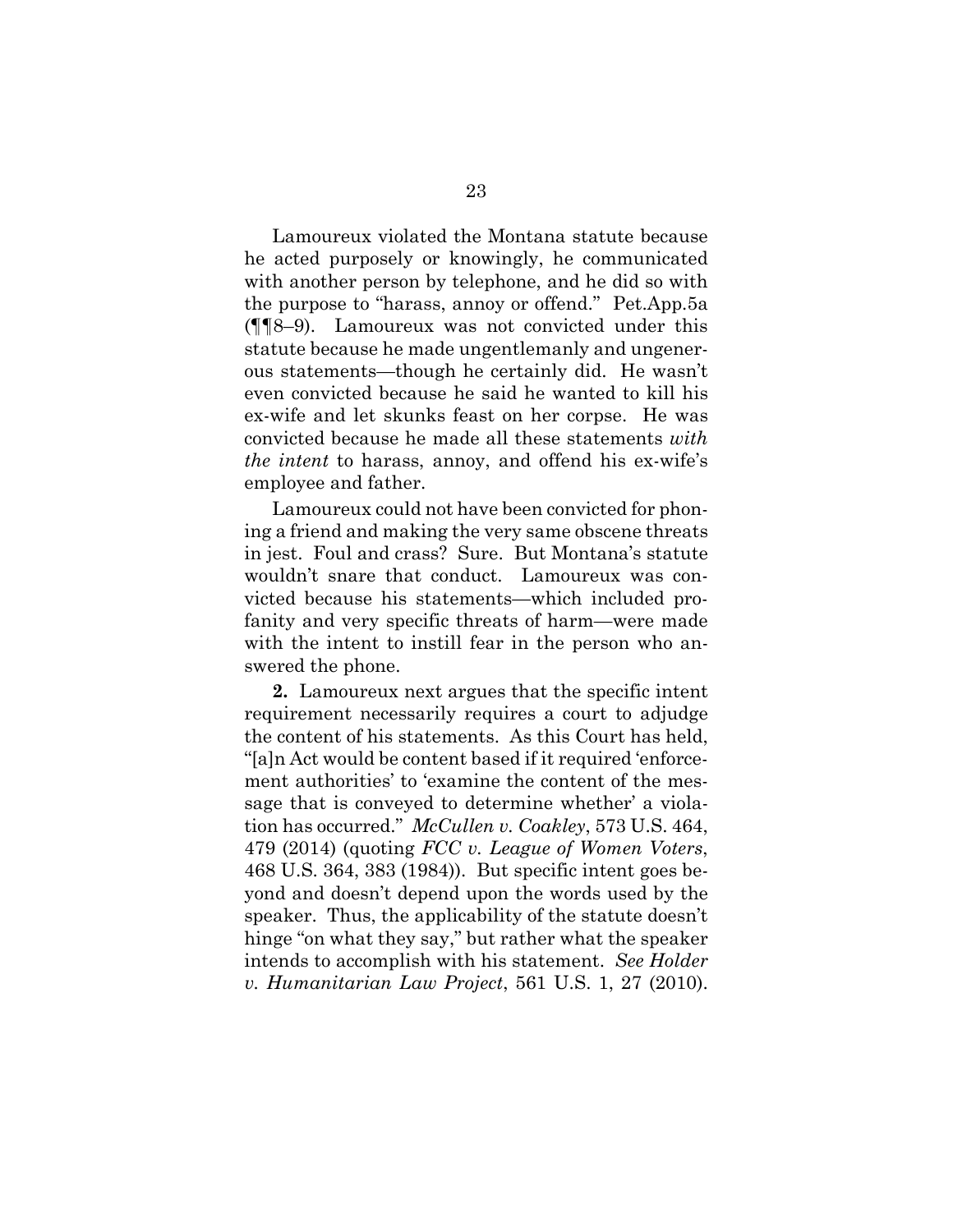Lamoureux violated the Montana statute because he acted purposely or knowingly, he communicated with another person by telephone, and he did so with the purpose to "harass, annoy or offend." Pet.App.5a (¶¶8–9). Lamoureux was not convicted under this statute because he made ungentlemanly and ungenerous statements—though he certainly did. He wasn't even convicted because he said he wanted to kill his ex-wife and let skunks feast on her corpse. He was convicted because he made all these statements *with the intent* to harass, annoy, and offend his ex-wife's employee and father.

Lamoureux could not have been convicted for phoning a friend and making the very same obscene threats in jest. Foul and crass? Sure. But Montana's statute wouldn't snare that conduct. Lamoureux was convicted because his statements—which included profanity and very specific threats of harm—were made with the intent to instill fear in the person who answered the phone.

**2.** Lamoureux next argues that the specific intent requirement necessarily requires a court to adjudge the content of his statements. As this Court has held, "[a]n Act would be content based if it required 'enforcement authorities' to 'examine the content of the message that is conveyed to determine whether' a violation has occurred." *McCullen v. Coakley*, 573 U.S. 464, 479 (2014) (quoting *FCC v. League of Women Voters*, 468 U.S. 364, 383 (1984)). But specific intent goes beyond and doesn't depend upon the words used by the speaker. Thus, the applicability of the statute doesn't hinge "on what they say," but rather what the speaker intends to accomplish with his statement. *See Holder v. Humanitarian Law Project*, 561 U.S. 1, 27 (2010).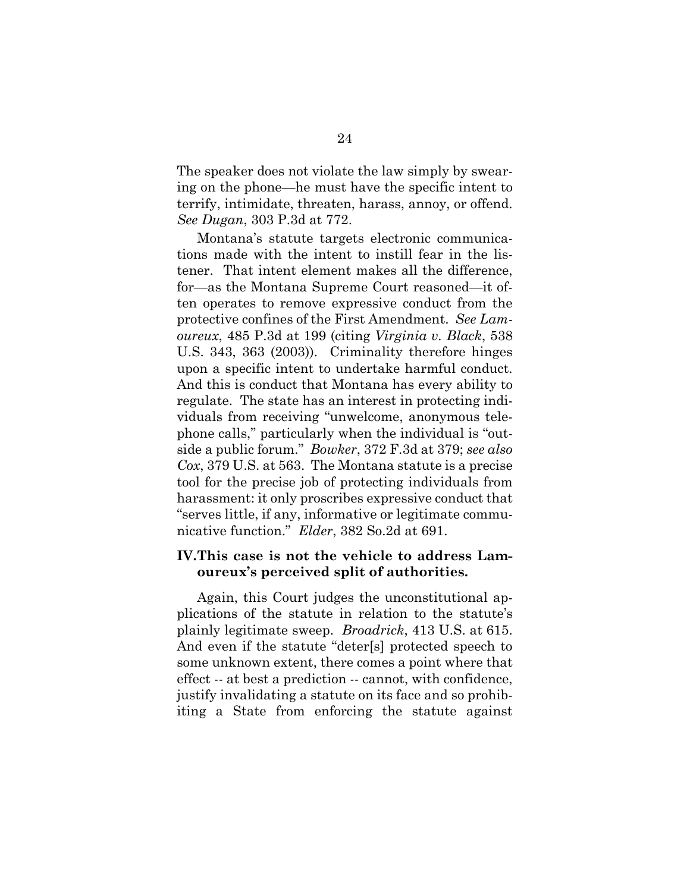The speaker does not violate the law simply by swearing on the phone—he must have the specific intent to terrify, intimidate, threaten, harass, annoy, or offend. *See Dugan*, 303 P.3d at 772.

Montana's statute targets electronic communications made with the intent to instill fear in the listener. That intent element makes all the difference, for—as the Montana Supreme Court reasoned—it often operates to remove expressive conduct from the protective confines of the First Amendment. *See Lamoureux*, 485 P.3d at 199 (citing *Virginia v. Black*, 538 U.S. 343, 363 (2003)). Criminality therefore hinges upon a specific intent to undertake harmful conduct. And this is conduct that Montana has every ability to regulate. The state has an interest in protecting individuals from receiving "unwelcome, anonymous telephone calls," particularly when the individual is "outside a public forum." *Bowker*, 372 F.3d at 379; *see also Cox*, 379 U.S. at 563. The Montana statute is a precise tool for the precise job of protecting individuals from harassment: it only proscribes expressive conduct that "serves little, if any, informative or legitimate communicative function." *Elder*, 382 So.2d at 691.

## IV. This case is not the vehicle to address Lamoureux's perceived split of authorities.

Again, this Court judges the unconstitutional applications of the statute in relation to the statute's plainly legitimate sweep. *Broadrick*, 413 U.S. at 615. And even if the statute "deter[s] protected speech to some unknown extent, there comes a point where that effect -- at best a prediction -- cannot, with confidence, justify invalidating a statute on its face and so prohibiting a State from enforcing the statute against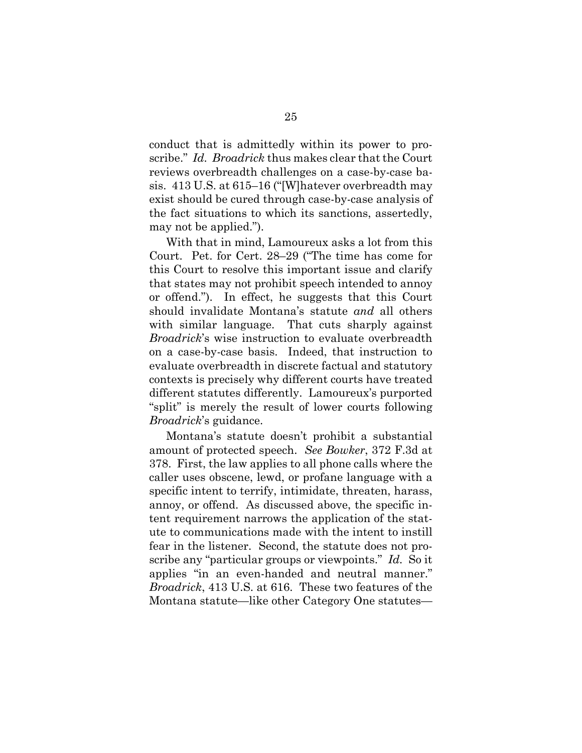conduct that is admittedly within its power to proscribe." *Id.* *Broadrick* thus makes clear that the Court reviews overbreadth challenges on a case-by-case basis. 413 U.S. at 615–16 ("[W]hatever overbreadth may exist should be cured through case-by-case analysis of the fact situations to which its sanctions, assertedly, may not be applied.").

With that in mind, Lamoureux asks a lot from this Court. Pet. for Cert. 28–29 ("The time has come for this Court to resolve this important issue and clarify that states may not prohibit speech intended to annoy or offend."). In effect, he suggests that this Court should invalidate Montana's statute *and* all others with similar language. That cuts sharply against *Broadrick*'s wise instruction to evaluate overbreadth on a case-by-case basis. Indeed, that instruction to evaluate overbreadth in discrete factual and statutory contexts is precisely why different courts have treated different statutes differently. Lamoureux's purported "split" is merely the result of lower courts following *Broadrick*'s guidance.

Montana's statute doesn't prohibit a substantial amount of protected speech. *See Bowker*, 372 F.3d at 378. First, the law applies to all phone calls where the caller uses obscene, lewd, or profane language with a specific intent to terrify, intimidate, threaten, harass, annoy, or offend. As discussed above, the specific intent requirement narrows the application of the statute to communications made with the intent to instill fear in the listener. Second, the statute does not proscribe any "particular groups or viewpoints." *Id.* So it applies "in an even-handed and neutral manner." *Broadrick*, 413 U.S. at 616. These two features of the Montana statute—like other Category One statutes—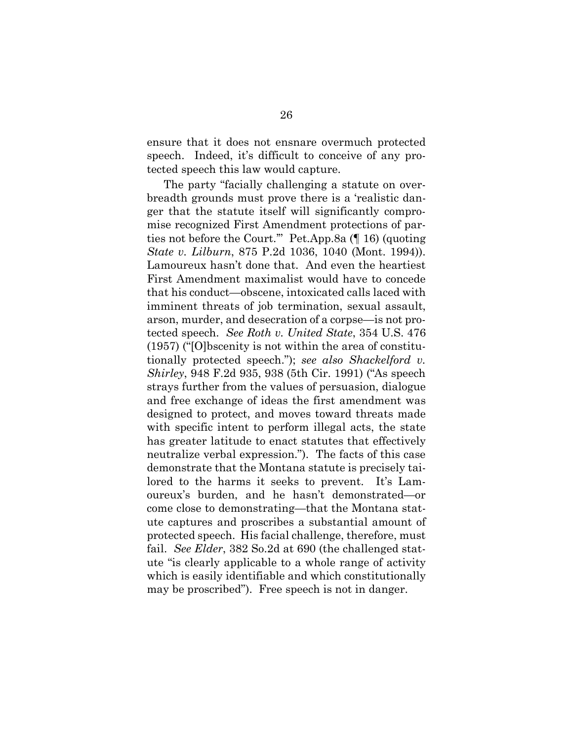ensure that it does not ensnare overmuch protected speech. Indeed, it's difficult to conceive of any protected speech this law would capture.

The party "facially challenging a statute on overbreadth grounds must prove there is a 'realistic danger that the statute itself will significantly compromise recognized First Amendment protections of parties not before the Court.'" Pet.App.8a (¶ 16) (quoting *State v. Lilburn*, 875 P.2d 1036, 1040 (Mont. 1994)). Lamoureux hasn't done that. And even the heartiest First Amendment maximalist would have to concede that his conduct—obscene, intoxicated calls laced with imminent threats of job termination, sexual assault, arson, murder, and desecration of a corpse—is not protected speech. *See Roth v. United State*, 354 U.S. 476 (1957) ("[O]bscenity is not within the area of constitutionally protected speech."); *see also Shackelford v. Shirley*, 948 F.2d 935, 938 (5th Cir. 1991) ("As speech strays further from the values of persuasion, dialogue and free exchange of ideas the first amendment was designed to protect, and moves toward threats made with specific intent to perform illegal acts, the state has greater latitude to enact statutes that effectively neutralize verbal expression."). The facts of this case demonstrate that the Montana statute is precisely tailored to the harms it seeks to prevent. It's Lamoureux's burden, and he hasn't demonstrated—or come close to demonstrating—that the Montana statute captures and proscribes a substantial amount of protected speech. His facial challenge, therefore, must fail. *See Elder*, 382 So.2d at 690 (the challenged statute "is clearly applicable to a whole range of activity which is easily identifiable and which constitutionally may be proscribed"). Free speech is not in danger.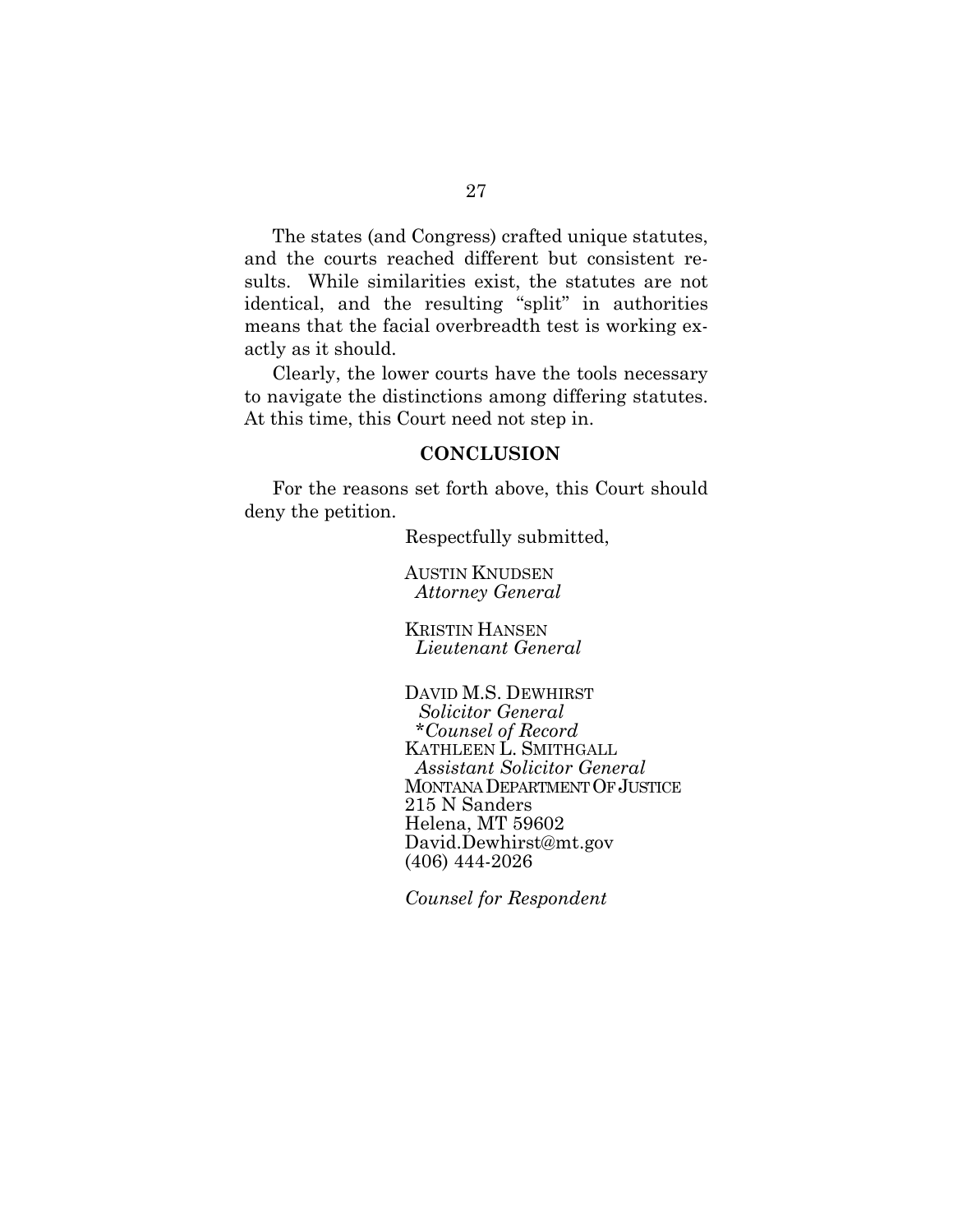The states (and Congress) crafted unique statutes, and the courts reached different but consistent results. While similarities exist, the statutes are not identical, and the resulting "split" in authorities means that the facial overbreadth test is working exactly as it should.

Clearly, the lower courts have the tools necessary to navigate the distinctions among differing statutes. At this time, this Court need not step in.

## CONCLUSION

For the reasons set forth above, this Court should deny the petition.

Respectfully submitted,

AUSTIN KNUDSEN
*Attorney General*

KRISTIN HANSEN
*Lieutenant General*

DAVID M.S. DEWHIRST
*Solicitor General*
**Counsel of Record*
KATHLEEN L. SMITHGALL
*Assistant Solicitor General*
MONTANA DEPARTMENT OF JUSTICE
215 N Sanders
Helena, MT 59602
David.Dewhirst@mt.gov
(406) 444-2026

*Counsel for Respondent*